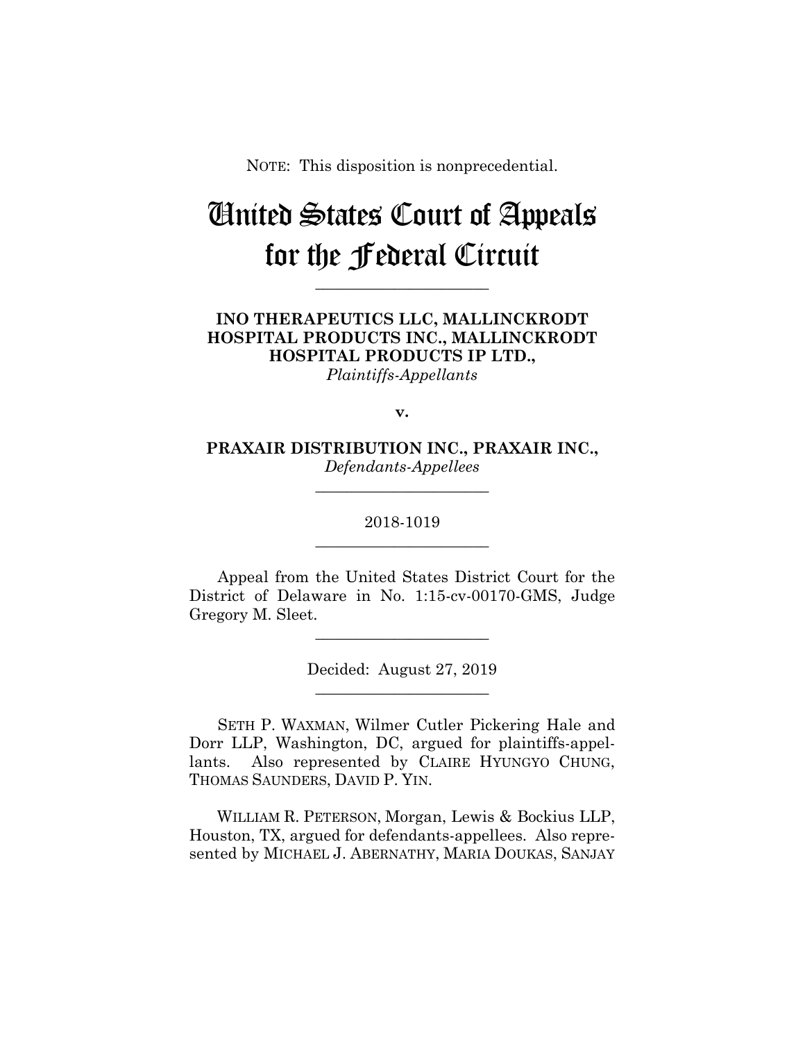NOTE: This disposition is nonprecedential.

# United States Court of Appeals for the Federal Circuit

______________________

**INO THERAPEUTICS LLC, MALLINCKRODT HOSPITAL PRODUCTS INC., MALLINCKRODT HOSPITAL PRODUCTS IP LTD.,**
*Plaintiffs-Appellants*

**v.**

**PRAXAIR DISTRIBUTION INC., PRAXAIR INC.,**
*Defendants-Appellees*

______________________

2018-1019

______________________

Appeal from the United States District Court for the District of Delaware in No. 1:15-cv-00170-GMS, Judge Gregory M. Sleet.

______________________

Decided: August 27, 2019

______________________

SETH P. WAXMAN, Wilmer Cutler Pickering Hale and Dorr LLP, Washington, DC, argued for plaintiffs-appellants. Also represented by CLAIRE HYUNGYO CHUNG, THOMAS SAUNDERS, DAVID P. YIN.

WILLIAM R. PETERSON, Morgan, Lewis & Bockius LLP, Houston, TX, argued for defendants-appellees. Also represented by MICHAEL J. ABERNATHY, MARIA DOUKAS, SANJAY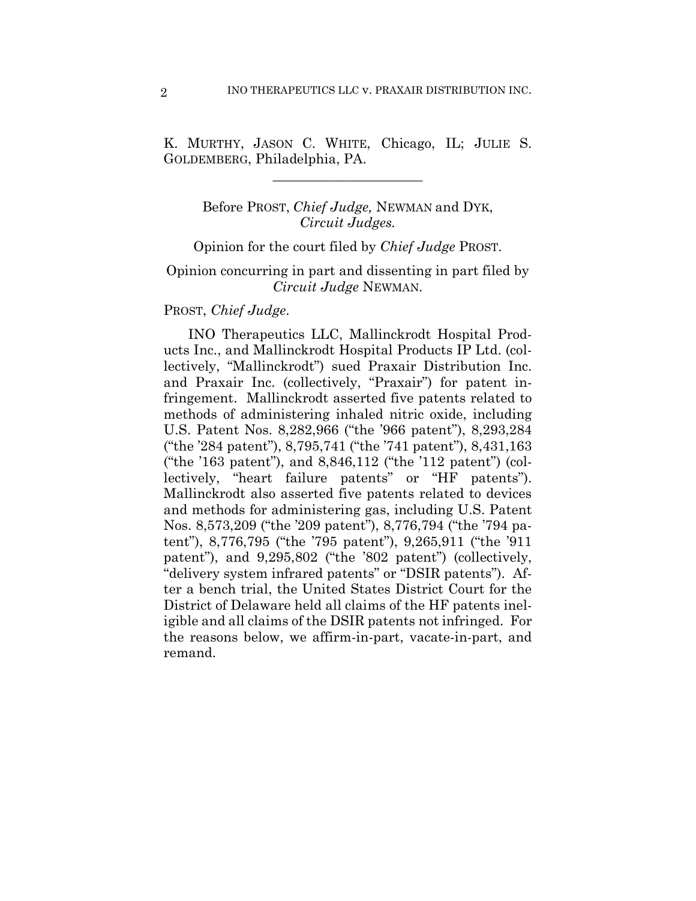K. MURTHY, JASON C. WHITE, Chicago, IL; JULIE S. GOLDEMBERG, Philadelphia, PA.

---

Before PROST, *Chief Judge,* NEWMAN and DYK, *Circuit Judges.*

Opinion for the court filed by *Chief Judge* PROST.

Opinion concurring in part and dissenting in part filed by *Circuit Judge* NEWMAN.

PROST, *Chief Judge*.

INO Therapeutics LLC, Mallinckrodt Hospital Products Inc., and Mallinckrodt Hospital Products IP Ltd. (collectively, "Mallinckrodt") sued Praxair Distribution Inc. and Praxair Inc. (collectively, "Praxair") for patent infringement. Mallinckrodt asserted five patents related to methods of administering inhaled nitric oxide, including U.S. Patent Nos. 8,282,966 ("the '966 patent"), 8,293,284 ("the '284 patent"), 8,795,741 ("the '741 patent"), 8,431,163 ("the '163 patent"), and 8,846,112 ("the '112 patent") (collectively, "heart failure patents" or "HF patents"). Mallinckrodt also asserted five patents related to devices and methods for administering gas, including U.S. Patent Nos. 8,573,209 ("the '209 patent"), 8,776,794 ("the '794 patent"), 8,776,795 ("the '795 patent"), 9,265,911 ("the '911 patent"), and 9,295,802 ("the '802 patent") (collectively, "delivery system infrared patents" or "DSIR patents"). After a bench trial, the United States District Court for the District of Delaware held all claims of the HF patents ineligible and all claims of the DSIR patents not infringed. For the reasons below, we affirm-in-part, vacate-in-part, and remand.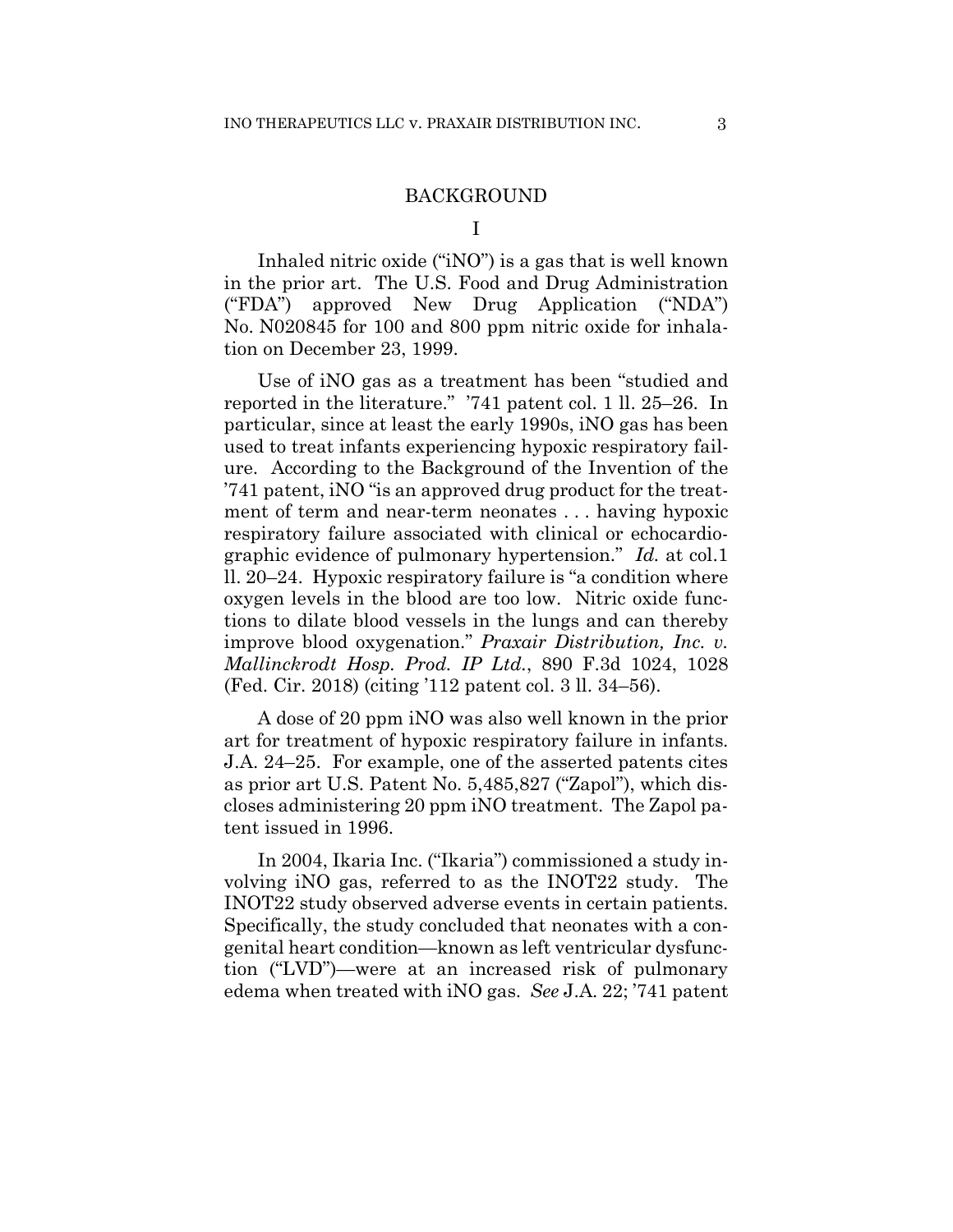## BACKGROUND

### I

Inhaled nitric oxide ("iNO") is a gas that is well known in the prior art. The U.S. Food and Drug Administration ("FDA") approved New Drug Application ("NDA") No. N020845 for 100 and 800 ppm nitric oxide for inhalation on December 23, 1999.

Use of iNO gas as a treatment has been "studied and reported in the literature." '741 patent col. 1 ll. 25–26. In particular, since at least the early 1990s, iNO gas has been used to treat infants experiencing hypoxic respiratory failure. According to the Background of the Invention of the '741 patent, iNO "is an approved drug product for the treatment of term and near-term neonates . . . having hypoxic respiratory failure associated with clinical or echocardiographic evidence of pulmonary hypertension." *Id.* at col.1 ll. 20–24. Hypoxic respiratory failure is "a condition where oxygen levels in the blood are too low. Nitric oxide functions to dilate blood vessels in the lungs and can thereby improve blood oxygenation." *Praxair Distribution, Inc. v. Mallinckrodt Hosp. Prod. IP Ltd.*, 890 F.3d 1024, 1028 (Fed. Cir. 2018) (citing '112 patent col. 3 ll. 34–56).

A dose of 20 ppm iNO was also well known in the prior art for treatment of hypoxic respiratory failure in infants. J.A. 24–25. For example, one of the asserted patents cites as prior art U.S. Patent No. 5,485,827 ("Zapol"), which discloses administering 20 ppm iNO treatment. The Zapol patent issued in 1996.

In 2004, Ikaria Inc. ("Ikaria") commissioned a study involving iNO gas, referred to as the INOT22 study. The INOT22 study observed adverse events in certain patients. Specifically, the study concluded that neonates with a congenital heart condition—known as left ventricular dysfunction ("LVD")—were at an increased risk of pulmonary edema when treated with iNO gas. *See* J.A. 22; '741 patent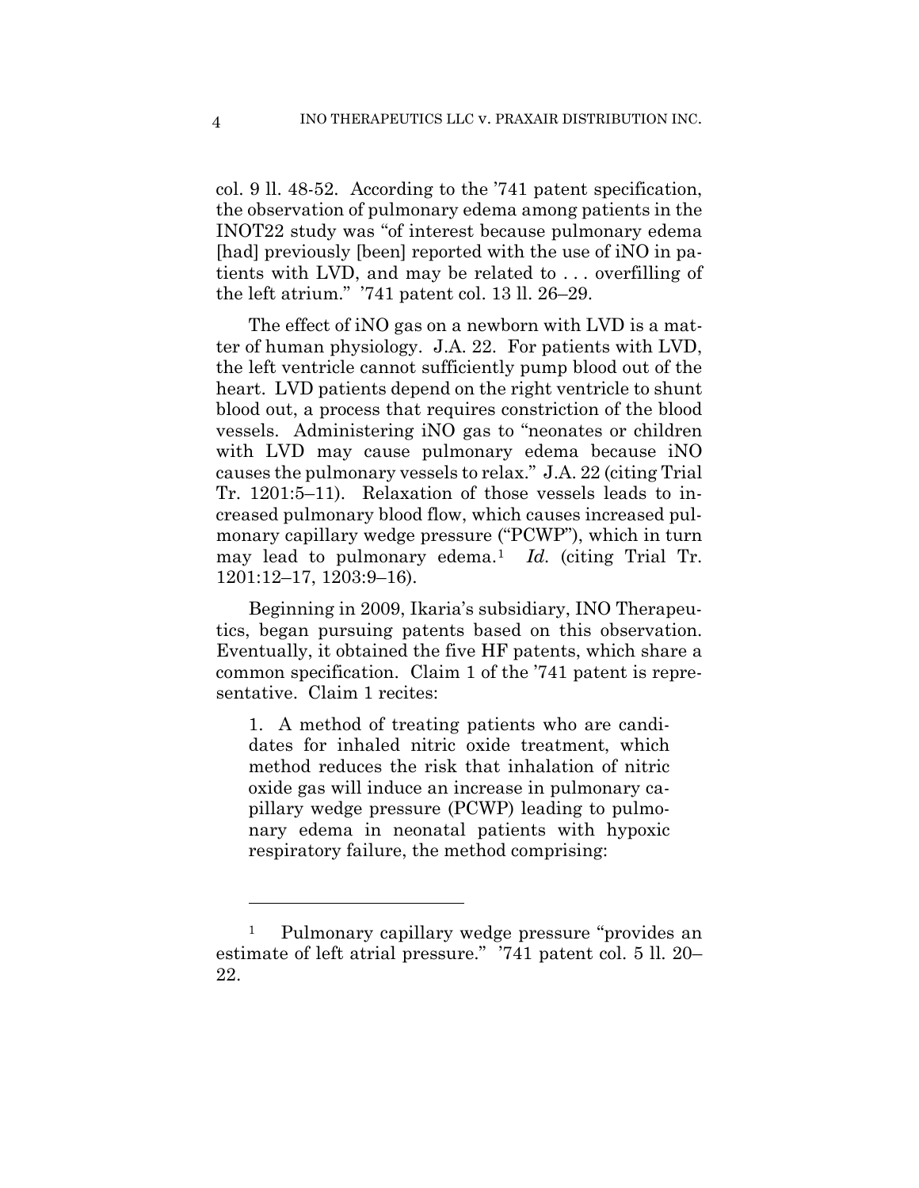col. 9 ll. 48-52. According to the '741 patent specification, the observation of pulmonary edema among patients in the INOT22 study was "of interest because pulmonary edema [had] previously [been] reported with the use of iNO in patients with LVD, and may be related to . . . overfilling of the left atrium." '741 patent col. 13 ll. 26–29.

The effect of iNO gas on a newborn with LVD is a matter of human physiology. J.A. 22. For patients with LVD, the left ventricle cannot sufficiently pump blood out of the heart. LVD patients depend on the right ventricle to shunt blood out, a process that requires constriction of the blood vessels. Administering iNO gas to "neonates or children with LVD may cause pulmonary edema because iNO causes the pulmonary vessels to relax." J.A. 22 (citing Trial Tr. 1201:5–11). Relaxation of those vessels leads to increased pulmonary blood flow, which causes increased pulmonary capillary wedge pressure ("PCWP"), which in turn may lead to pulmonary edema.[1] *Id.* (citing Trial Tr. 1201:12–17, 1203:9–16).

Beginning in 2009, Ikaria's subsidiary, INO Therapeutics, began pursuing patents based on this observation. Eventually, it obtained the five HF patents, which share a common specification. Claim 1 of the '741 patent is representative. Claim 1 recites:

> 1. A method of treating patients who are candidates for inhaled nitric oxide treatment, which method reduces the risk that inhalation of nitric oxide gas will induce an increase in pulmonary capillary wedge pressure (PCWP) leading to pulmonary edema in neonatal patients with hypoxic respiratory failure, the method comprising:

---

[1] Pulmonary capillary wedge pressure "provides an estimate of left atrial pressure." '741 patent col. 5 ll. 20–22.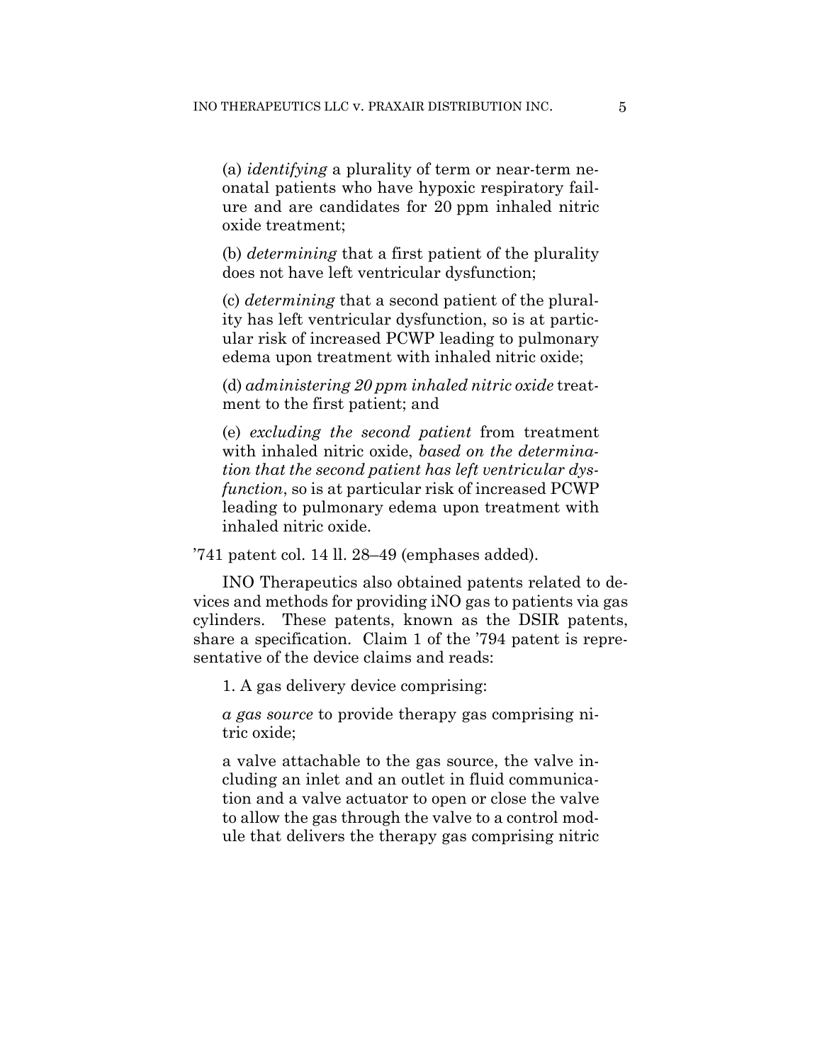> (a) *identifying* a plurality of term or near-term neonatal patients who have hypoxic respiratory failure and are candidates for 20 ppm inhaled nitric oxide treatment;
>
> (b) *determining* that a first patient of the plurality does not have left ventricular dysfunction;
>
> (c) *determining* that a second patient of the plurality has left ventricular dysfunction, so is at particular risk of increased PCWP leading to pulmonary edema upon treatment with inhaled nitric oxide;
>
> (d) *administering 20 ppm inhaled nitric oxide* treatment to the first patient; and
>
> (e) *excluding the second patient* from treatment with inhaled nitric oxide, *based on the determination that the second patient has left ventricular dysfunction*, so is at particular risk of increased PCWP leading to pulmonary edema upon treatment with inhaled nitric oxide.

'741 patent col. 14 ll. 28–49 (emphases added).

INO Therapeutics also obtained patents related to devices and methods for providing iNO gas to patients via gas cylinders. These patents, known as the DSIR patents, share a specification. Claim 1 of the '794 patent is representative of the device claims and reads:

> 1. A gas delivery device comprising:
>
> *a gas source* to provide therapy gas comprising nitric oxide;
>
> a valve attachable to the gas source, the valve including an inlet and an outlet in fluid communication and a valve actuator to open or close the valve to allow the gas through the valve to a control module that delivers the therapy gas comprising nitric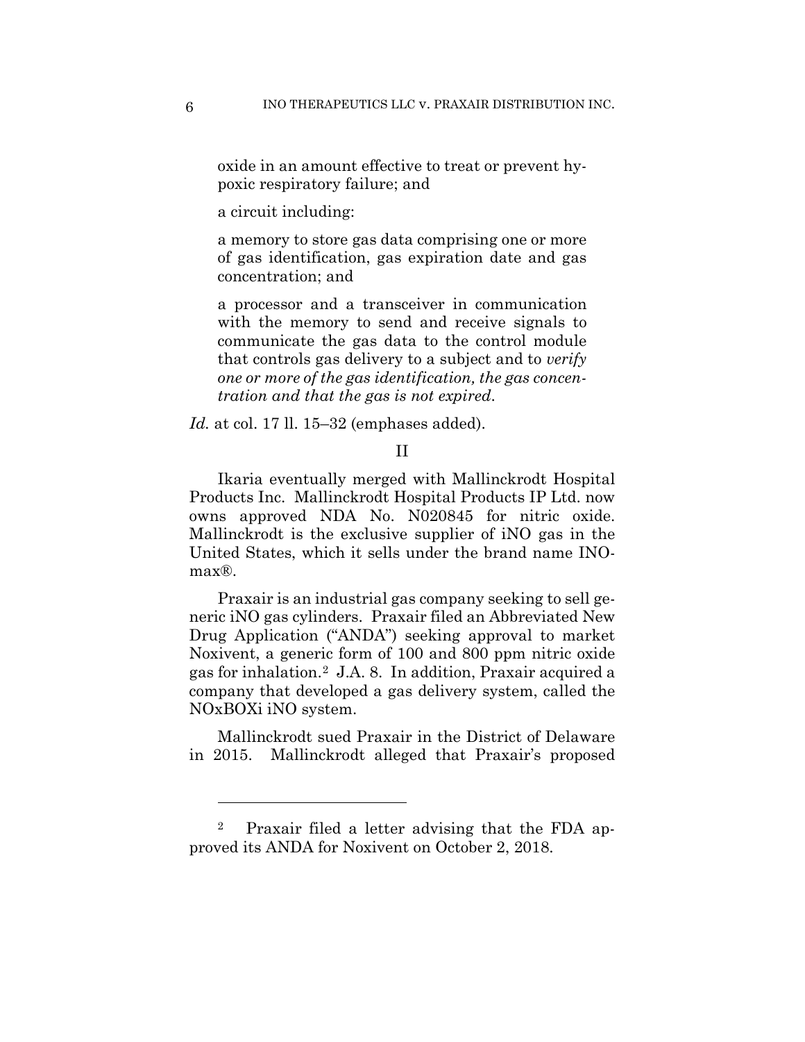> oxide in an amount effective to treat or prevent hypoxic respiratory failure; and
>
> a circuit including:
>
> a memory to store gas data comprising one or more of gas identification, gas expiration date and gas concentration; and
>
> a processor and a transceiver in communication with the memory to send and receive signals to communicate the gas data to the control module that controls gas delivery to a subject and to *verify one or more of the gas identification, the gas concentration and that the gas is not expired*.

*Id.* at col. 17 ll. 15–32 (emphases added).

## II

Ikaria eventually merged with Mallinckrodt Hospital Products Inc. Mallinckrodt Hospital Products IP Ltd. now owns approved NDA No. N020845 for nitric oxide. Mallinckrodt is the exclusive supplier of iNO gas in the United States, which it sells under the brand name INOmax®.

Praxair is an industrial gas company seeking to sell generic iNO gas cylinders. Praxair filed an Abbreviated New Drug Application ("ANDA") seeking approval to market Noxivent, a generic form of 100 and 800 ppm nitric oxide gas for inhalation.[2] J.A. 8. In addition, Praxair acquired a company that developed a gas delivery system, called the NOxBOXi iNO system.

Mallinckrodt sued Praxair in the District of Delaware in 2015. Mallinckrodt alleged that Praxair's proposed

---

[2] Praxair filed a letter advising that the FDA approved its ANDA for Noxivent on October 2, 2018.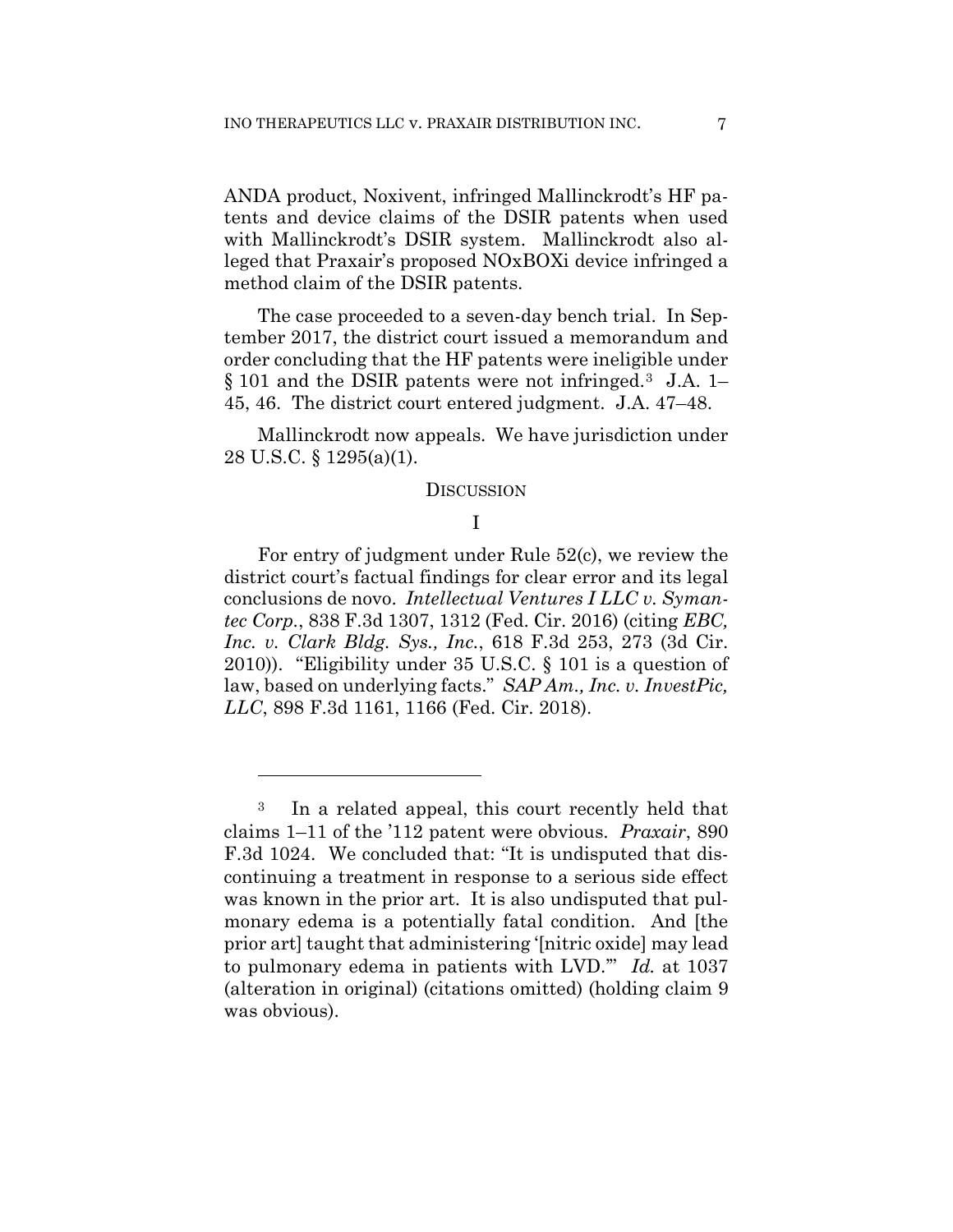ANDA product, Noxivent, infringed Mallinckrodt's HF patents and device claims of the DSIR patents when used with Mallinckrodt's DSIR system. Mallinckrodt also alleged that Praxair's proposed NOxBOXi device infringed a method claim of the DSIR patents.

The case proceeded to a seven-day bench trial. In September 2017, the district court issued a memorandum and order concluding that the HF patents were ineligible under § 101 and the DSIR patents were not infringed.[3] J.A. 1–45, 46. The district court entered judgment. J.A. 47–48.

Mallinckrodt now appeals. We have jurisdiction under 28 U.S.C. § 1295(a)(1).

## DISCUSSION

### I

For entry of judgment under Rule 52(c), we review the district court's factual findings for clear error and its legal conclusions de novo. *Intellectual Ventures I LLC v. Symantec Corp.*, 838 F.3d 1307, 1312 (Fed. Cir. 2016) (citing *EBC, Inc. v. Clark Bldg. Sys., Inc.*, 618 F.3d 253, 273 (3d Cir. 2010)). "Eligibility under 35 U.S.C. § 101 is a question of law, based on underlying facts." *SAP Am., Inc. v. InvestPic, LLC*, 898 F.3d 1161, 1166 (Fed. Cir. 2018).

---

[3] In a related appeal, this court recently held that claims 1–11 of the '112 patent were obvious. *Praxair*, 890 F.3d 1024. We concluded that: "It is undisputed that discontinuing a treatment in response to a serious side effect was known in the prior art. It is also undisputed that pulmonary edema is a potentially fatal condition. And [the prior art] taught that administering '[nitric oxide] may lead to pulmonary edema in patients with LVD.'" *Id.* at 1037 (alteration in original) (citations omitted) (holding claim 9 was obvious).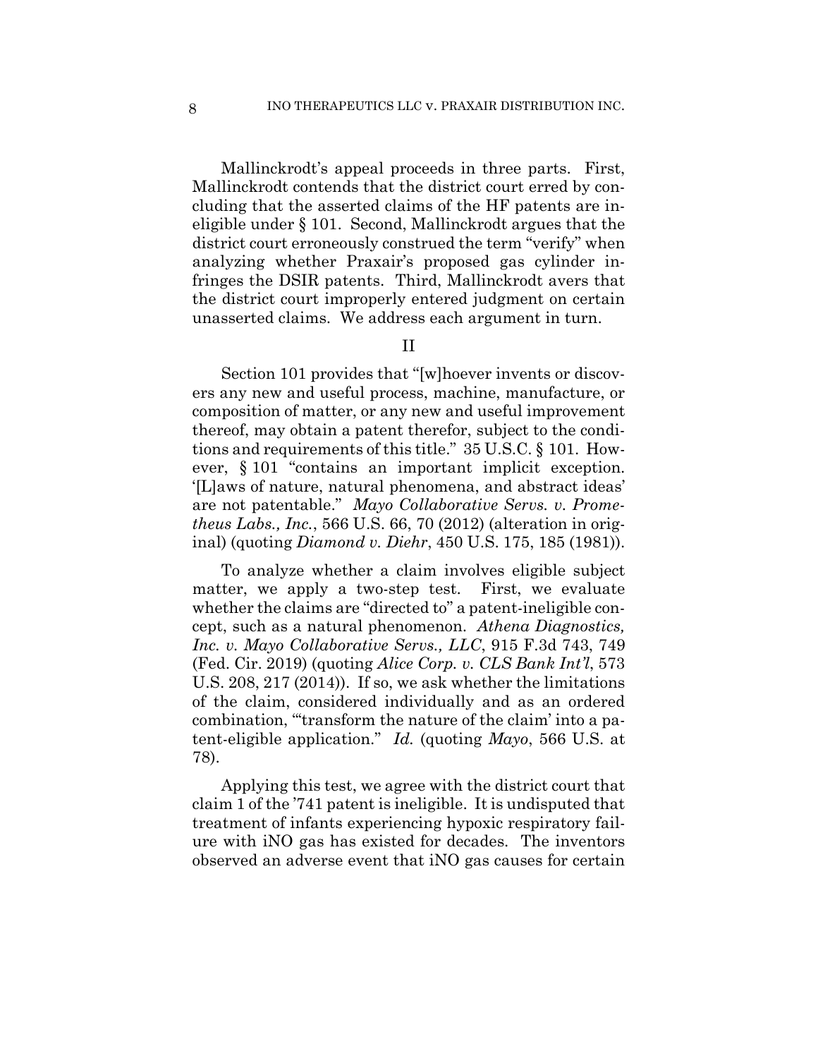Mallinckrodt's appeal proceeds in three parts. First, Mallinckrodt contends that the district court erred by concluding that the asserted claims of the HF patents are ineligible under § 101. Second, Mallinckrodt argues that the district court erroneously construed the term "verify" when analyzing whether Praxair's proposed gas cylinder infringes the DSIR patents. Third, Mallinckrodt avers that the district court improperly entered judgment on certain unasserted claims. We address each argument in turn.

## II

Section 101 provides that "[w]hoever invents or discovers any new and useful process, machine, manufacture, or composition of matter, or any new and useful improvement thereof, may obtain a patent therefor, subject to the conditions and requirements of this title." 35 U.S.C. § 101. However, § 101 "contains an important implicit exception. '[L]aws of nature, natural phenomena, and abstract ideas' are not patentable." *Mayo Collaborative Servs. v. Prometheus Labs., Inc.*, 566 U.S. 66, 70 (2012) (alteration in original) (quoting *Diamond v. Diehr*, 450 U.S. 175, 185 (1981)).

To analyze whether a claim involves eligible subject matter, we apply a two-step test. First, we evaluate whether the claims are "directed to" a patent-ineligible concept, such as a natural phenomenon. *Athena Diagnostics, Inc. v. Mayo Collaborative Servs., LLC*, 915 F.3d 743, 749 (Fed. Cir. 2019) (quoting *Alice Corp. v. CLS Bank Int'l*, 573 U.S. 208, 217 (2014)). If so, we ask whether the limitations of the claim, considered individually and as an ordered combination, "'transform the nature of the claim' into a patent-eligible application." *Id.* (quoting *Mayo*, 566 U.S. at 78).

Applying this test, we agree with the district court that claim 1 of the '741 patent is ineligible. It is undisputed that treatment of infants experiencing hypoxic respiratory failure with iNO gas has existed for decades. The inventors observed an adverse event that iNO gas causes for certain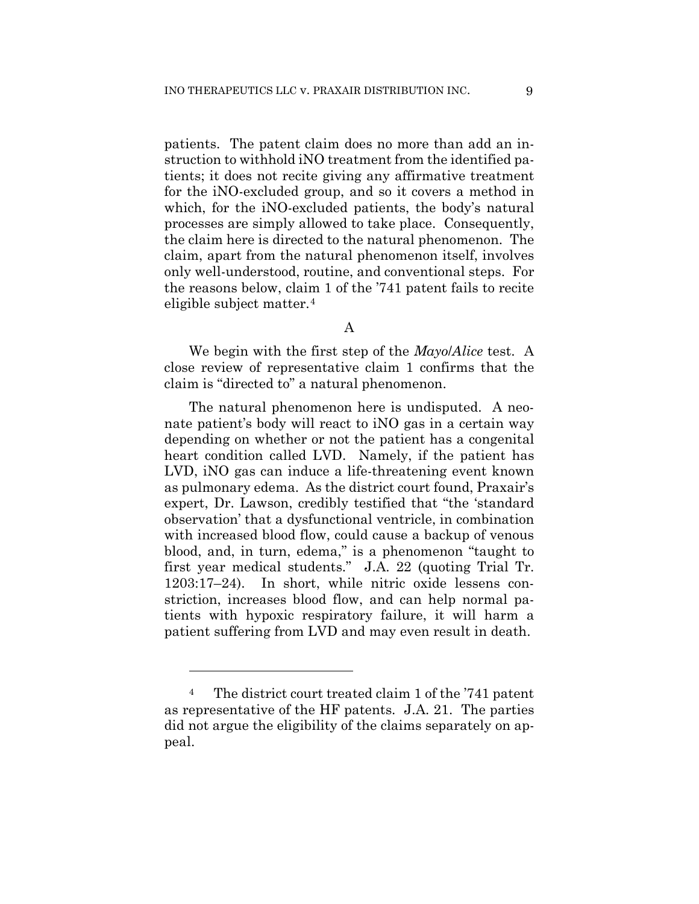patients. The patent claim does no more than add an instruction to withhold iNO treatment from the identified patients; it does not recite giving any affirmative treatment for the iNO-excluded group, and so it covers a method in which, for the iNO-excluded patients, the body's natural processes are simply allowed to take place. Consequently, the claim here is directed to the natural phenomenon. The claim, apart from the natural phenomenon itself, involves only well-understood, routine, and conventional steps. For the reasons below, claim 1 of the '741 patent fails to recite eligible subject matter.[4]

## A

We begin with the first step of the *Mayo*/*Alice* test. A close review of representative claim 1 confirms that the claim is "directed to" a natural phenomenon.

The natural phenomenon here is undisputed. A neonate patient's body will react to iNO gas in a certain way depending on whether or not the patient has a congenital heart condition called LVD. Namely, if the patient has LVD, iNO gas can induce a life-threatening event known as pulmonary edema. As the district court found, Praxair's expert, Dr. Lawson, credibly testified that "the 'standard observation' that a dysfunctional ventricle, in combination with increased blood flow, could cause a backup of venous blood, and, in turn, edema," is a phenomenon "taught to first year medical students." J.A. 22 (quoting Trial Tr. 1203:17–24). In short, while nitric oxide lessens constriction, increases blood flow, and can help normal patients with hypoxic respiratory failure, it will harm a patient suffering from LVD and may even result in death.

---

[4] The district court treated claim 1 of the '741 patent as representative of the HF patents. J.A. 21. The parties did not argue the eligibility of the claims separately on appeal.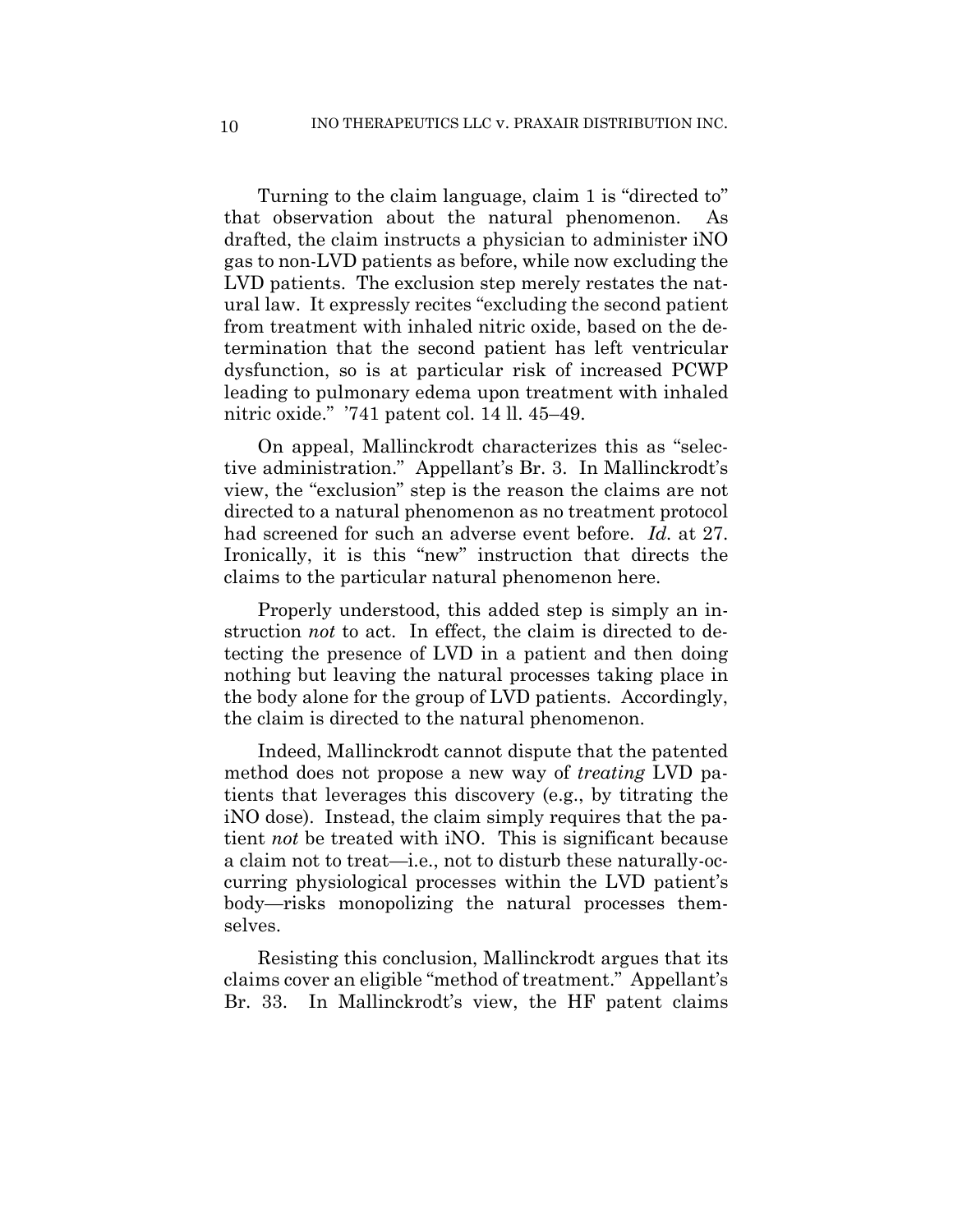Turning to the claim language, claim 1 is "directed to" that observation about the natural phenomenon. As drafted, the claim instructs a physician to administer iNO gas to non-LVD patients as before, while now excluding the LVD patients. The exclusion step merely restates the natural law. It expressly recites "excluding the second patient from treatment with inhaled nitric oxide, based on the determination that the second patient has left ventricular dysfunction, so is at particular risk of increased PCWP leading to pulmonary edema upon treatment with inhaled nitric oxide." '741 patent col. 14 ll. 45–49.

On appeal, Mallinckrodt characterizes this as "selective administration." Appellant's Br. 3. In Mallinckrodt's view, the "exclusion" step is the reason the claims are not directed to a natural phenomenon as no treatment protocol had screened for such an adverse event before. *Id.* at 27. Ironically, it is this "new" instruction that directs the claims to the particular natural phenomenon here.

Properly understood, this added step is simply an instruction *not* to act. In effect, the claim is directed to detecting the presence of LVD in a patient and then doing nothing but leaving the natural processes taking place in the body alone for the group of LVD patients. Accordingly, the claim is directed to the natural phenomenon.

Indeed, Mallinckrodt cannot dispute that the patented method does not propose a new way of *treating* LVD patients that leverages this discovery (e.g., by titrating the iNO dose). Instead, the claim simply requires that the patient *not* be treated with iNO. This is significant because a claim not to treat—i.e., not to disturb these naturally-occurring physiological processes within the LVD patient's body—risks monopolizing the natural processes themselves.

Resisting this conclusion, Mallinckrodt argues that its claims cover an eligible "method of treatment." Appellant's Br. 33. In Mallinckrodt's view, the HF patent claims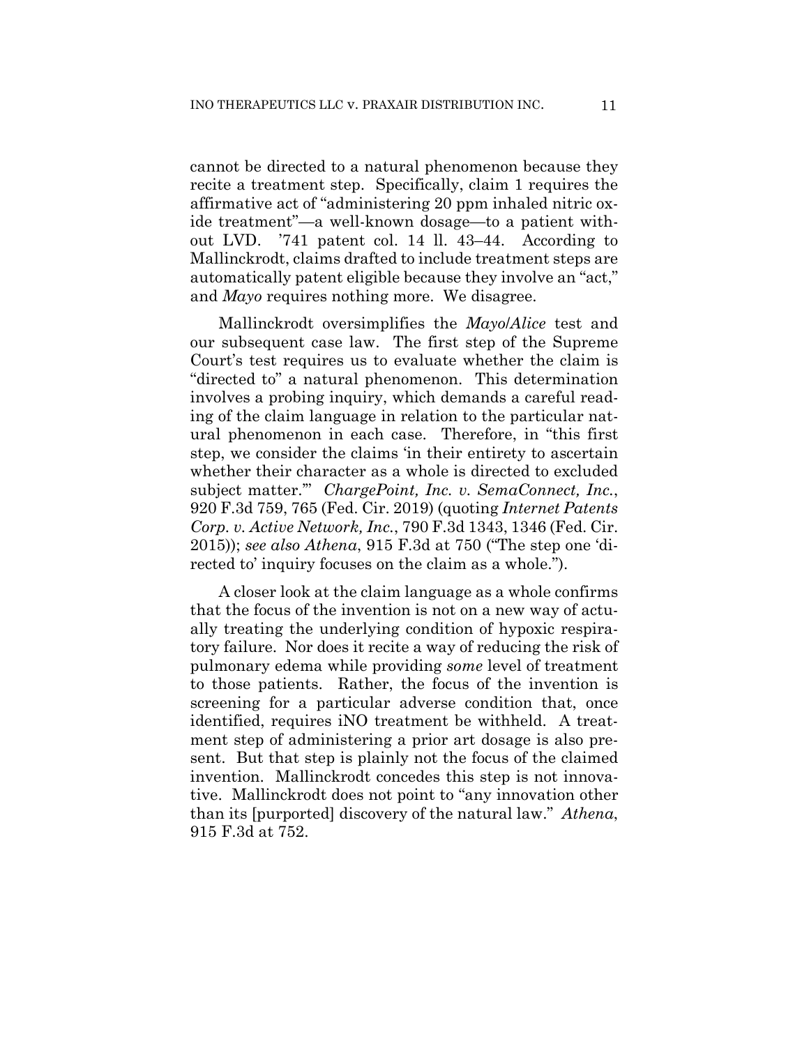cannot be directed to a natural phenomenon because they recite a treatment step. Specifically, claim 1 requires the affirmative act of "administering 20 ppm inhaled nitric oxide treatment"—a well-known dosage—to a patient without LVD. '741 patent col. 14 ll. 43–44. According to Mallinckrodt, claims drafted to include treatment steps are automatically patent eligible because they involve an "act," and *Mayo* requires nothing more. We disagree.

Mallinckrodt oversimplifies the *Mayo*/*Alice* test and our subsequent case law. The first step of the Supreme Court's test requires us to evaluate whether the claim is "directed to" a natural phenomenon. This determination involves a probing inquiry, which demands a careful reading of the claim language in relation to the particular natural phenomenon in each case. Therefore, in "this first step, we consider the claims 'in their entirety to ascertain whether their character as a whole is directed to excluded subject matter.'" *ChargePoint, Inc. v. SemaConnect, Inc.*, 920 F.3d 759, 765 (Fed. Cir. 2019) (quoting *Internet Patents Corp. v. Active Network, Inc.*, 790 F.3d 1343, 1346 (Fed. Cir. 2015)); *see also Athena*, 915 F.3d at 750 ("The step one 'directed to' inquiry focuses on the claim as a whole.").

A closer look at the claim language as a whole confirms that the focus of the invention is not on a new way of actually treating the underlying condition of hypoxic respiratory failure. Nor does it recite a way of reducing the risk of pulmonary edema while providing *some* level of treatment to those patients. Rather, the focus of the invention is screening for a particular adverse condition that, once identified, requires iNO treatment be withheld. A treatment step of administering a prior art dosage is also present. But that step is plainly not the focus of the claimed invention. Mallinckrodt concedes this step is not innovative. Mallinckrodt does not point to "any innovation other than its [purported] discovery of the natural law." *Athena*, 915 F.3d at 752.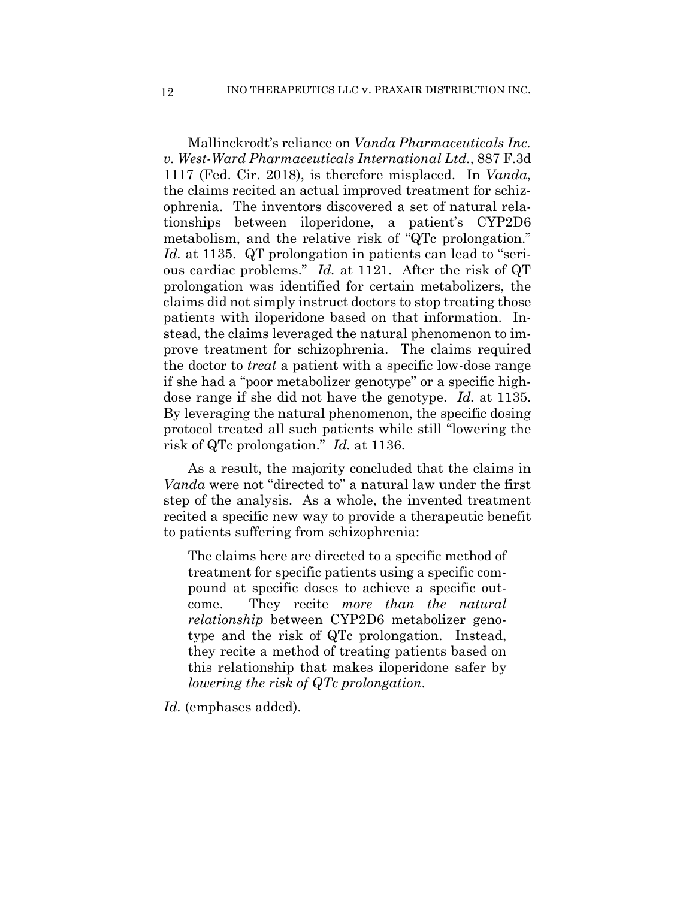Mallinckrodt's reliance on *Vanda Pharmaceuticals Inc. v. West-Ward Pharmaceuticals International Ltd.*, 887 F.3d 1117 (Fed. Cir. 2018), is therefore misplaced. In *Vanda*, the claims recited an actual improved treatment for schizophrenia. The inventors discovered a set of natural relationships between iloperidone, a patient's CYP2D6 metabolism, and the relative risk of "QTc prolongation." *Id.* at 1135. QT prolongation in patients can lead to "serious cardiac problems." *Id.* at 1121. After the risk of QT prolongation was identified for certain metabolizers, the claims did not simply instruct doctors to stop treating those patients with iloperidone based on that information. Instead, the claims leveraged the natural phenomenon to improve treatment for schizophrenia. The claims required the doctor to *treat* a patient with a specific low-dose range if she had a "poor metabolizer genotype" or a specific high-dose range if she did not have the genotype. *Id.* at 1135. By leveraging the natural phenomenon, the specific dosing protocol treated all such patients while still "lowering the risk of QTc prolongation." *Id.* at 1136.

As a result, the majority concluded that the claims in *Vanda* were not "directed to" a natural law under the first step of the analysis. As a whole, the invented treatment recited a specific new way to provide a therapeutic benefit to patients suffering from schizophrenia:

> The claims here are directed to a specific method of treatment for specific patients using a specific compound at specific doses to achieve a specific outcome. They recite *more than the natural relationship* between CYP2D6 metabolizer genotype and the risk of QTc prolongation. Instead, they recite a method of treating patients based on this relationship that makes iloperidone safer by *lowering the risk of QTc prolongation*.

*Id.* (emphases added).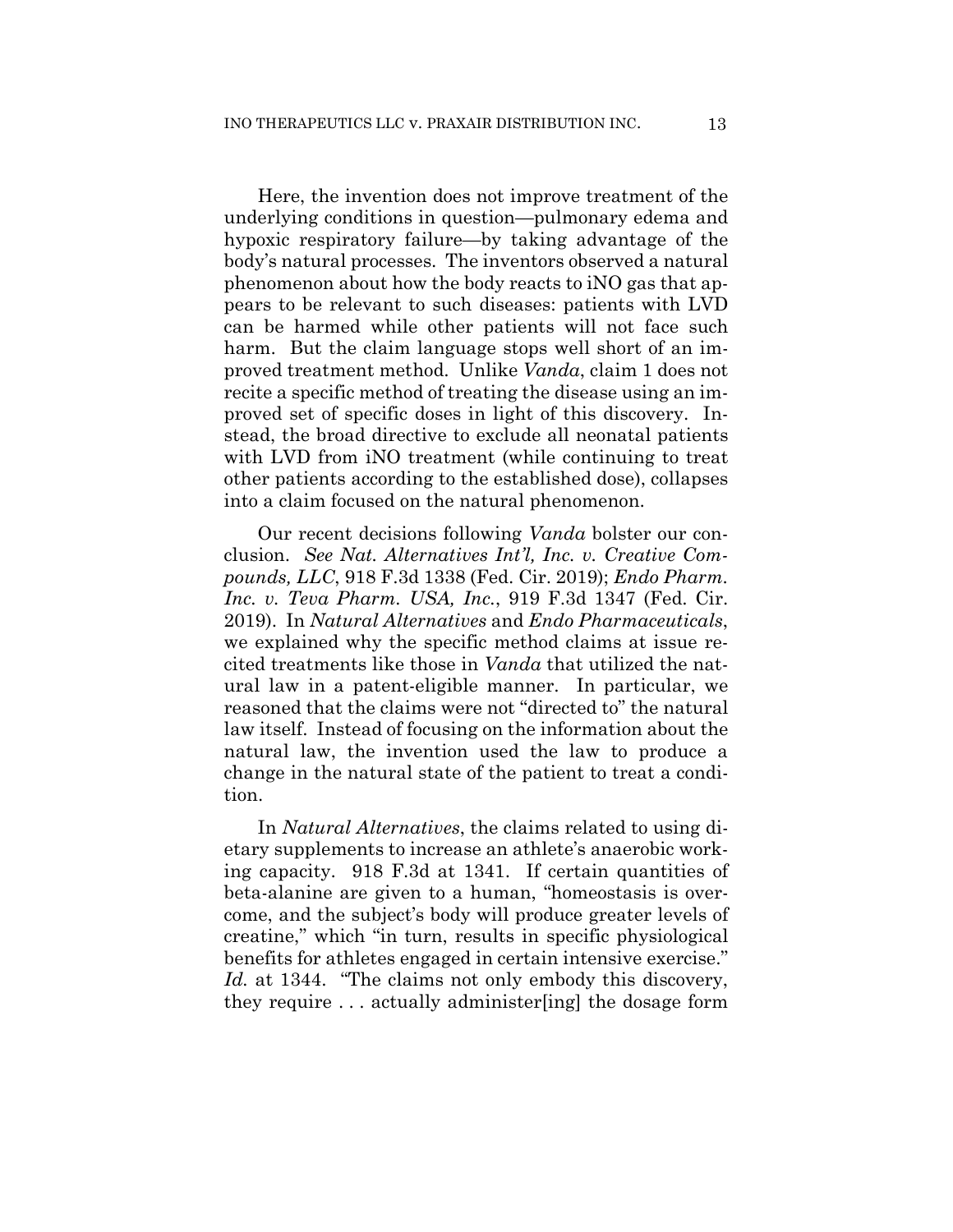Here, the invention does not improve treatment of the underlying conditions in question—pulmonary edema and hypoxic respiratory failure—by taking advantage of the body's natural processes. The inventors observed a natural phenomenon about how the body reacts to iNO gas that appears to be relevant to such diseases: patients with LVD can be harmed while other patients will not face such harm. But the claim language stops well short of an improved treatment method. Unlike *Vanda*, claim 1 does not recite a specific method of treating the disease using an improved set of specific doses in light of this discovery. Instead, the broad directive to exclude all neonatal patients with LVD from iNO treatment (while continuing to treat other patients according to the established dose), collapses into a claim focused on the natural phenomenon.

Our recent decisions following *Vanda* bolster our conclusion. *See Nat. Alternatives Int'l, Inc. v. Creative Compounds, LLC*, 918 F.3d 1338 (Fed. Cir. 2019); *Endo Pharm. Inc. v. Teva Pharm. USA, Inc.*, 919 F.3d 1347 (Fed. Cir. 2019). In *Natural Alternatives* and *Endo Pharmaceuticals*, we explained why the specific method claims at issue recited treatments like those in *Vanda* that utilized the natural law in a patent-eligible manner. In particular, we reasoned that the claims were not "directed to" the natural law itself. Instead of focusing on the information about the natural law, the invention used the law to produce a change in the natural state of the patient to treat a condition.

In *Natural Alternatives*, the claims related to using dietary supplements to increase an athlete's anaerobic working capacity. 918 F.3d at 1341. If certain quantities of beta-alanine are given to a human, "homeostasis is overcome, and the subject's body will produce greater levels of creatine," which "in turn, results in specific physiological benefits for athletes engaged in certain intensive exercise." *Id.* at 1344. "The claims not only embody this discovery, they require . . . actually administer[ing] the dosage form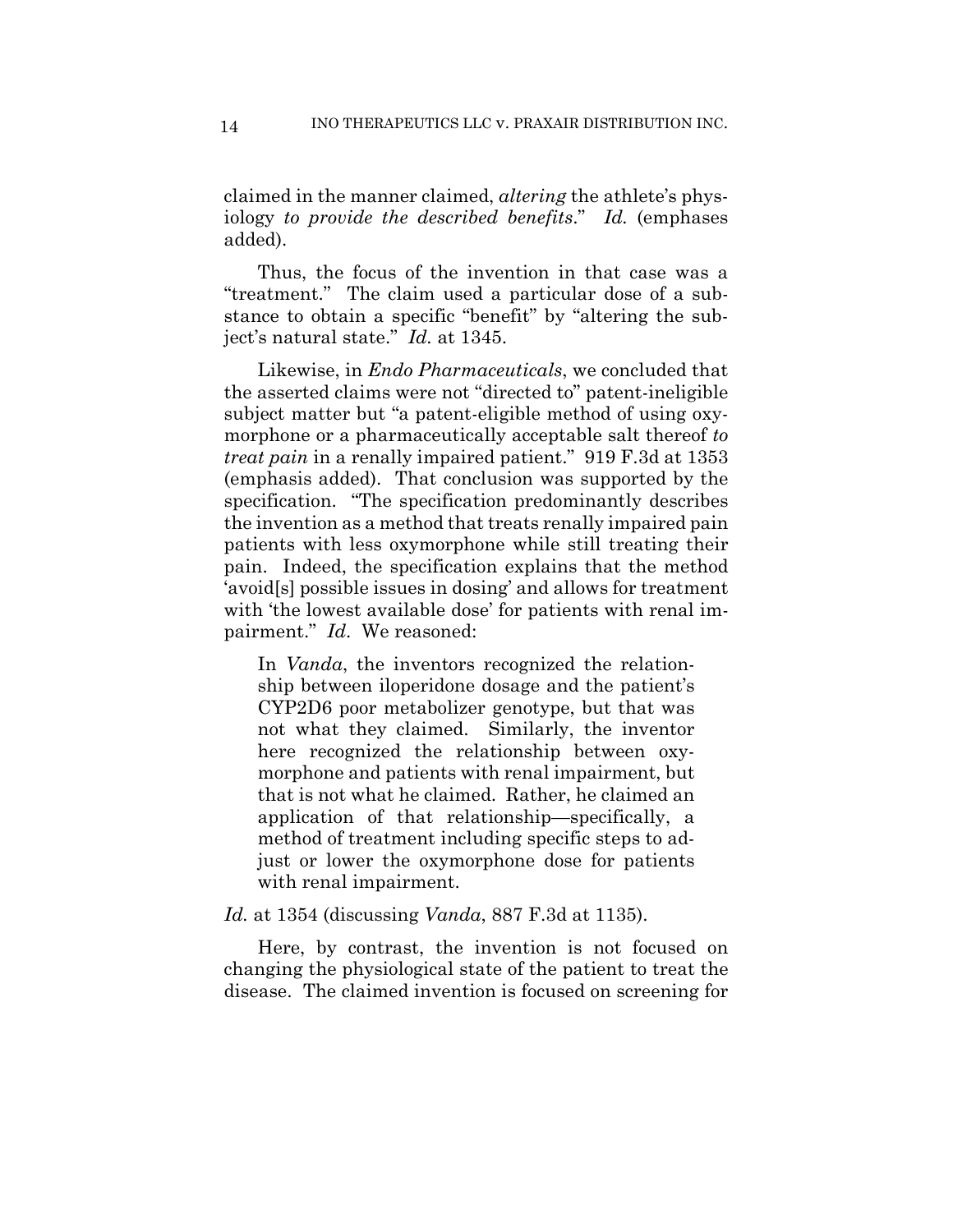claimed in the manner claimed, *altering* the athlete's physiology *to provide the described benefits*." *Id.* (emphases added).

Thus, the focus of the invention in that case was a "treatment." The claim used a particular dose of a substance to obtain a specific "benefit" by "altering the subject's natural state." *Id.* at 1345.

Likewise, in *Endo Pharmaceuticals*, we concluded that the asserted claims were not "directed to" patent-ineligible subject matter but "a patent-eligible method of using oxymorphone or a pharmaceutically acceptable salt thereof *to treat pain* in a renally impaired patient." 919 F.3d at 1353 (emphasis added). That conclusion was supported by the specification. "The specification predominantly describes the invention as a method that treats renally impaired pain patients with less oxymorphone while still treating their pain. Indeed, the specification explains that the method 'avoid[s] possible issues in dosing' and allows for treatment with 'the lowest available dose' for patients with renal impairment." *Id*. We reasoned:

> In *Vanda*, the inventors recognized the relationship between iloperidone dosage and the patient's CYP2D6 poor metabolizer genotype, but that was not what they claimed. Similarly, the inventor here recognized the relationship between oxymorphone and patients with renal impairment, but that is not what he claimed. Rather, he claimed an application of that relationship—specifically, a method of treatment including specific steps to adjust or lower the oxymorphone dose for patients with renal impairment.

*Id.* at 1354 (discussing *Vanda*, 887 F.3d at 1135).

Here, by contrast, the invention is not focused on changing the physiological state of the patient to treat the disease. The claimed invention is focused on screening for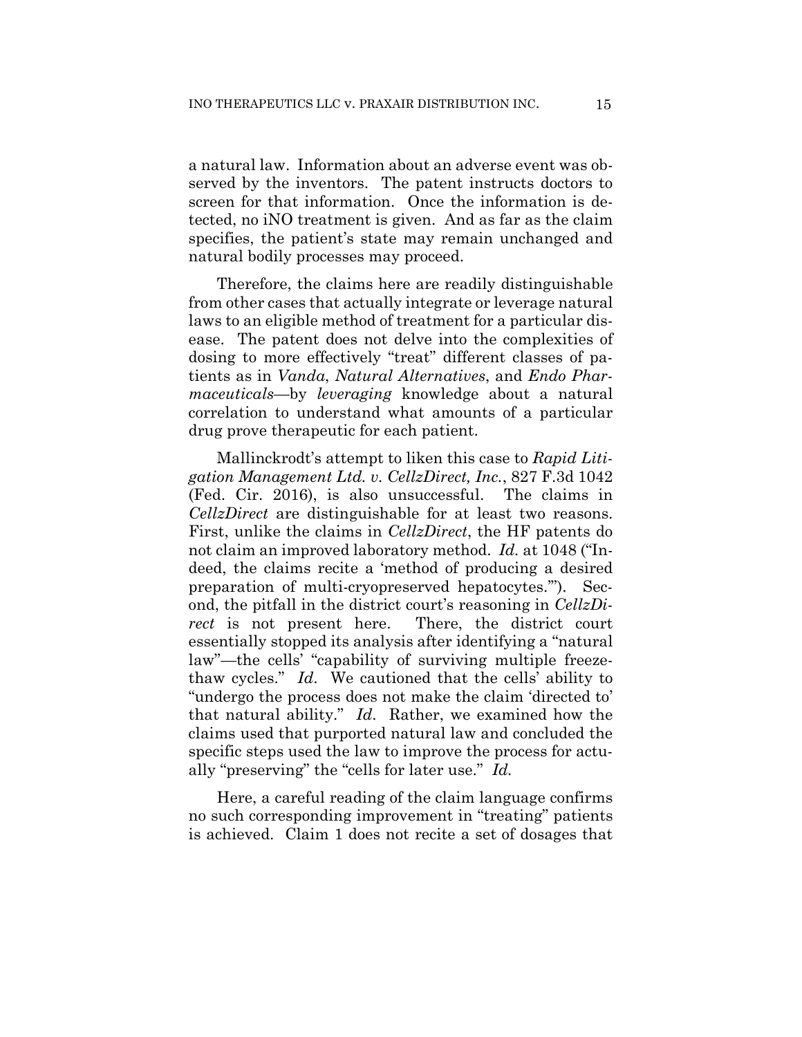a natural law. Information about an adverse event was observed by the inventors. The patent instructs doctors to screen for that information. Once the information is detected, no iNO treatment is given. And as far as the claim specifies, the patient's state may remain unchanged and natural bodily processes may proceed.

Therefore, the claims here are readily distinguishable from other cases that actually integrate or leverage natural laws to an eligible method of treatment for a particular disease. The patent does not delve into the complexities of dosing to more effectively "treat" different classes of patients as in *Vanda*, *Natural Alternatives*, and *Endo Pharmaceuticals*—by *leveraging* knowledge about a natural correlation to understand what amounts of a particular drug prove therapeutic for each patient.

Mallinckrodt's attempt to liken this case to *Rapid Litigation Management Ltd. v. CellzDirect, Inc.*, 827 F.3d 1042 (Fed. Cir. 2016), is also unsuccessful. The claims in *CellzDirect* are distinguishable for at least two reasons. First, unlike the claims in *CellzDirect*, the HF patents do not claim an improved laboratory method. *Id.* at 1048 ("Indeed, the claims recite a 'method of producing a desired preparation of multi-cryopreserved hepatocytes.'"). Second, the pitfall in the district court's reasoning in *CellzDirect* is not present here. There, the district court essentially stopped its analysis after identifying a "natural law"—the cells' "capability of surviving multiple freeze-thaw cycles." *Id*. We cautioned that the cells' ability to "undergo the process does not make the claim 'directed to' that natural ability." *Id*. Rather, we examined how the claims used that purported natural law and concluded the specific steps used the law to improve the process for actually "preserving" the "cells for later use." *Id.*

Here, a careful reading of the claim language confirms no such corresponding improvement in "treating" patients is achieved. Claim 1 does not recite a set of dosages that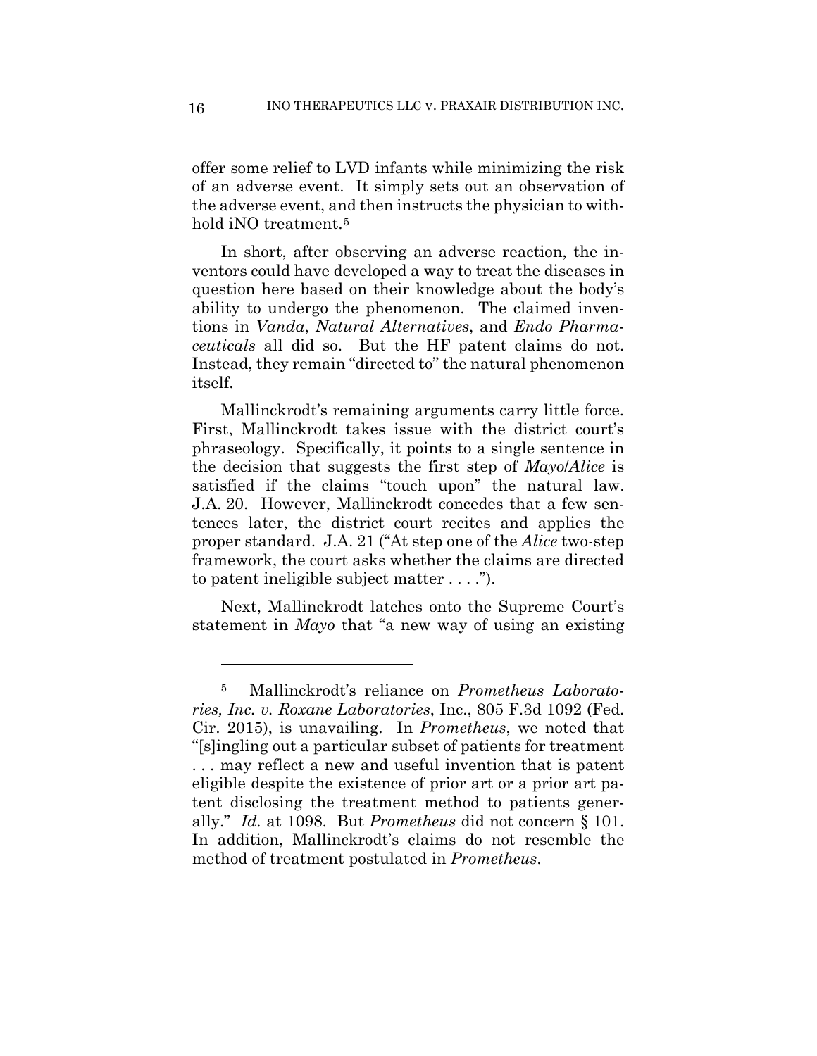offer some relief to LVD infants while minimizing the risk of an adverse event. It simply sets out an observation of the adverse event, and then instructs the physician to withhold iNO treatment.[5]

In short, after observing an adverse reaction, the inventors could have developed a way to treat the diseases in question here based on their knowledge about the body's ability to undergo the phenomenon. The claimed inventions in *Vanda*, *Natural Alternatives*, and *Endo Pharmaceuticals* all did so. But the HF patent claims do not. Instead, they remain "directed to" the natural phenomenon itself.

Mallinckrodt's remaining arguments carry little force. First, Mallinckrodt takes issue with the district court's phraseology. Specifically, it points to a single sentence in the decision that suggests the first step of *Mayo*/*Alice* is satisfied if the claims "touch upon" the natural law. J.A. 20. However, Mallinckrodt concedes that a few sentences later, the district court recites and applies the proper standard. J.A. 21 ("At step one of the *Alice* two-step framework, the court asks whether the claims are directed to patent ineligible subject matter . . . .").

Next, Mallinckrodt latches onto the Supreme Court's statement in *Mayo* that "a new way of using an existing

---

[5] Mallinckrodt's reliance on *Prometheus Laboratories, Inc. v. Roxane Laboratories*, Inc., 805 F.3d 1092 (Fed. Cir. 2015), is unavailing. In *Prometheus*, we noted that "[s]ingling out a particular subset of patients for treatment . . . may reflect a new and useful invention that is patent eligible despite the existence of prior art or a prior art patent disclosing the treatment method to patients generally." *Id.* at 1098. But *Prometheus* did not concern § 101. In addition, Mallinckrodt's claims do not resemble the method of treatment postulated in *Prometheus*.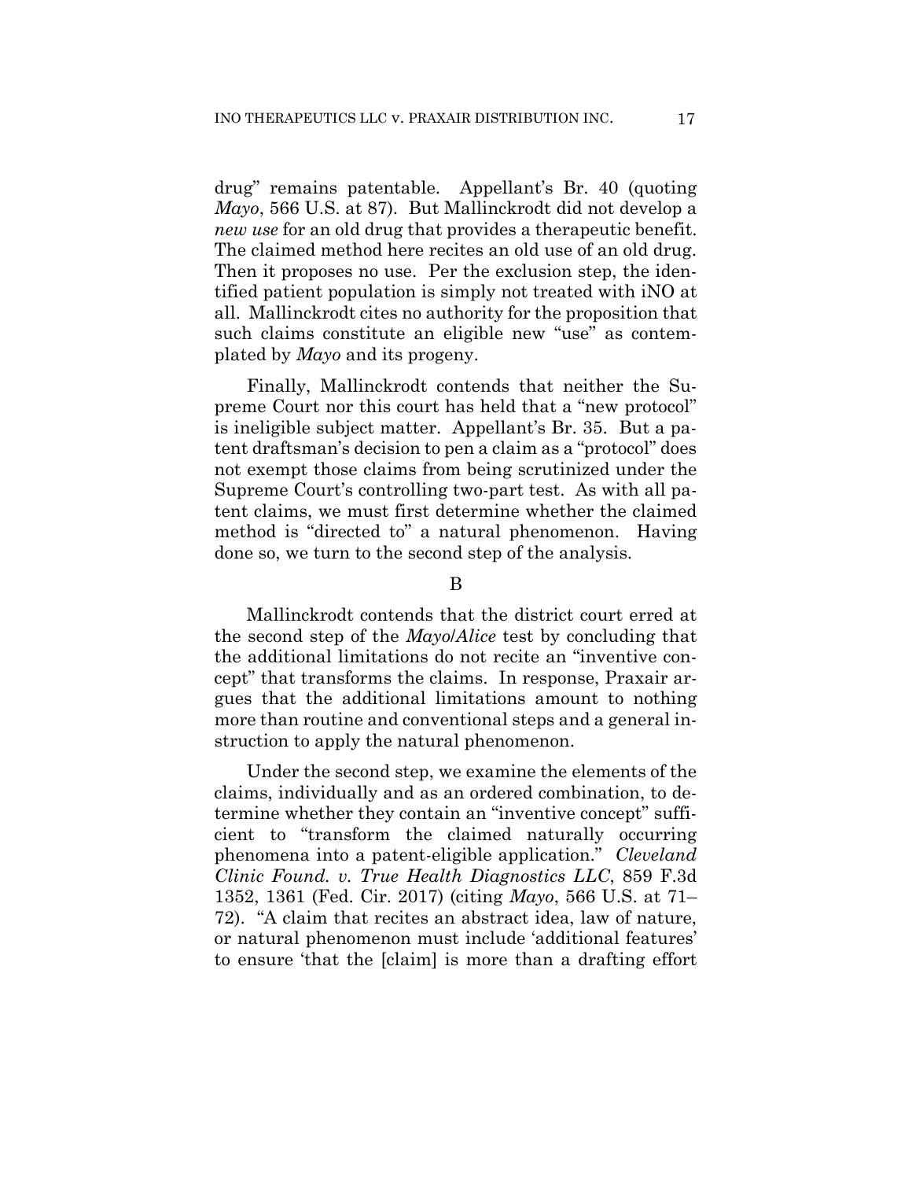drug" remains patentable. Appellant's Br. 40 (quoting *Mayo*, 566 U.S. at 87). But Mallinckrodt did not develop a *new use* for an old drug that provides a therapeutic benefit. The claimed method here recites an old use of an old drug. Then it proposes no use. Per the exclusion step, the identified patient population is simply not treated with iNO at all. Mallinckrodt cites no authority for the proposition that such claims constitute an eligible new "use" as contemplated by *Mayo* and its progeny.

Finally, Mallinckrodt contends that neither the Supreme Court nor this court has held that a "new protocol" is ineligible subject matter. Appellant's Br. 35. But a patent draftsman's decision to pen a claim as a "protocol" does not exempt those claims from being scrutinized under the Supreme Court's controlling two-part test. As with all patent claims, we must first determine whether the claimed method is "directed to" a natural phenomenon. Having done so, we turn to the second step of the analysis.

B

Mallinckrodt contends that the district court erred at the second step of the *Mayo*/*Alice* test by concluding that the additional limitations do not recite an "inventive concept" that transforms the claims. In response, Praxair argues that the additional limitations amount to nothing more than routine and conventional steps and a general instruction to apply the natural phenomenon.

Under the second step, we examine the elements of the claims, individually and as an ordered combination, to determine whether they contain an "inventive concept" sufficient to "transform the claimed naturally occurring phenomena into a patent-eligible application." *Cleveland Clinic Found. v. True Health Diagnostics LLC*, 859 F.3d 1352, 1361 (Fed. Cir. 2017) (citing *Mayo*, 566 U.S. at 71–72). "A claim that recites an abstract idea, law of nature, or natural phenomenon must include 'additional features' to ensure 'that the [claim] is more than a drafting effort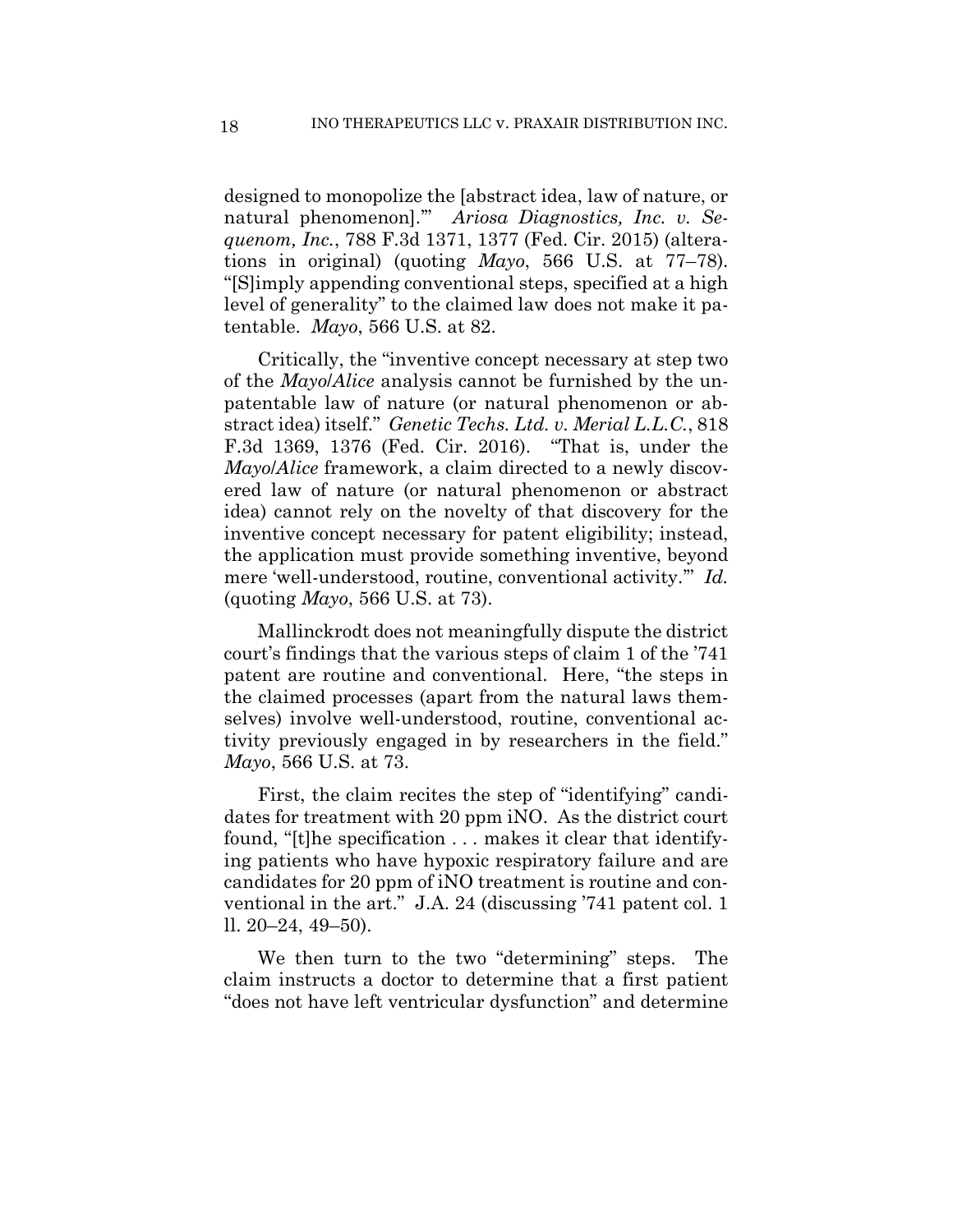designed to monopolize the [abstract idea, law of nature, or natural phenomenon].'" *Ariosa Diagnostics, Inc. v. Sequenom, Inc.*, 788 F.3d 1371, 1377 (Fed. Cir. 2015) (alterations in original) (quoting *Mayo*, 566 U.S. at 77–78). "[S]imply appending conventional steps, specified at a high level of generality" to the claimed law does not make it patentable. *Mayo*, 566 U.S. at 82.

Critically, the "inventive concept necessary at step two of the *Mayo*/*Alice* analysis cannot be furnished by the unpatentable law of nature (or natural phenomenon or abstract idea) itself." *Genetic Techs. Ltd. v. Merial L.L.C.*, 818 F.3d 1369, 1376 (Fed. Cir. 2016). "That is, under the *Mayo*/*Alice* framework, a claim directed to a newly discovered law of nature (or natural phenomenon or abstract idea) cannot rely on the novelty of that discovery for the inventive concept necessary for patent eligibility; instead, the application must provide something inventive, beyond mere 'well-understood, routine, conventional activity.'" *Id.* (quoting *Mayo*, 566 U.S. at 73).

Mallinckrodt does not meaningfully dispute the district court's findings that the various steps of claim 1 of the '741 patent are routine and conventional. Here, "the steps in the claimed processes (apart from the natural laws themselves) involve well-understood, routine, conventional activity previously engaged in by researchers in the field." *Mayo*, 566 U.S. at 73.

First, the claim recites the step of "identifying" candidates for treatment with 20 ppm iNO. As the district court found, "[t]he specification . . . makes it clear that identifying patients who have hypoxic respiratory failure and are candidates for 20 ppm of iNO treatment is routine and conventional in the art." J.A. 24 (discussing '741 patent col. 1 ll. 20–24, 49–50).

We then turn to the two "determining" steps. The claim instructs a doctor to determine that a first patient "does not have left ventricular dysfunction" and determine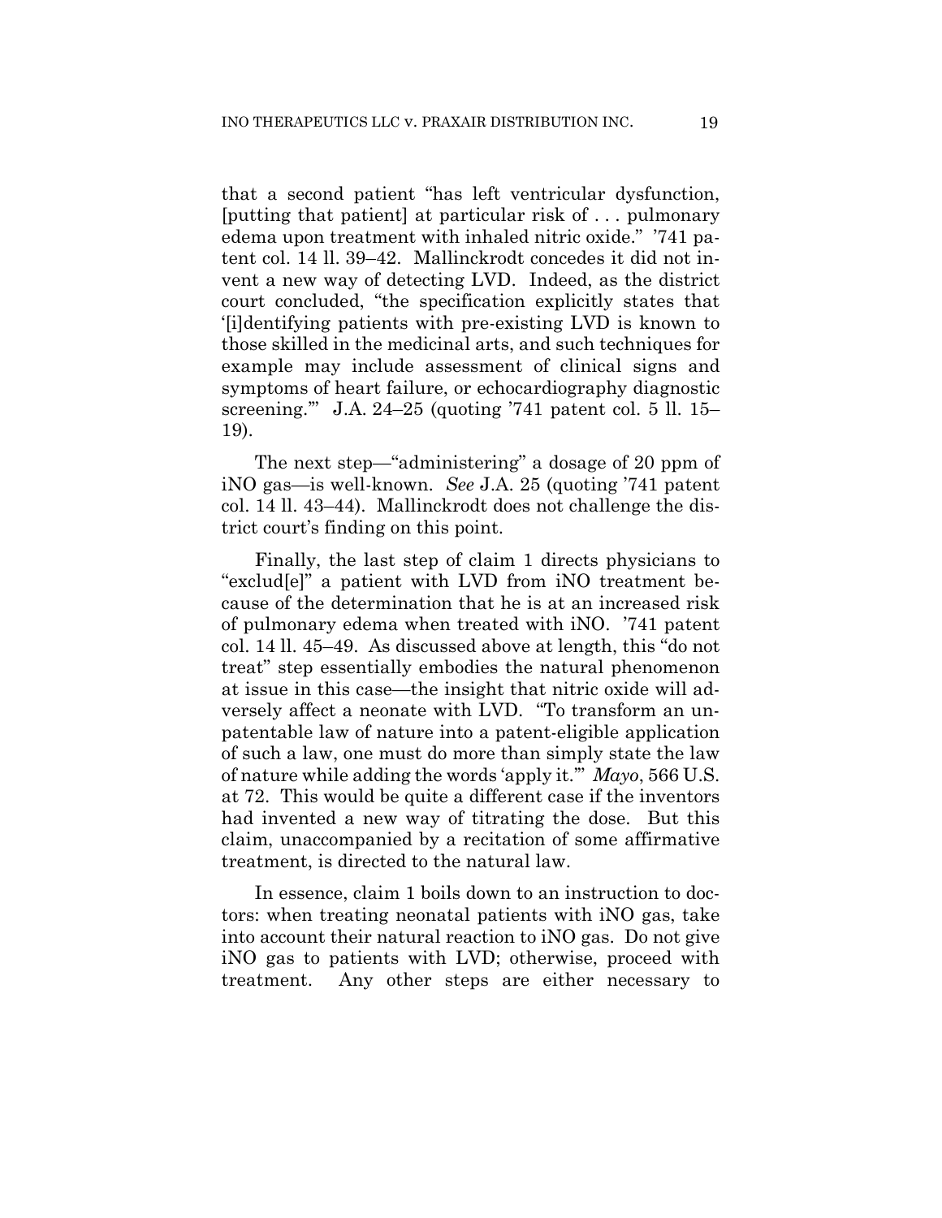that a second patient "has left ventricular dysfunction, [putting that patient] at particular risk of . . . pulmonary edema upon treatment with inhaled nitric oxide." '741 patent col. 14 ll. 39–42. Mallinckrodt concedes it did not invent a new way of detecting LVD. Indeed, as the district court concluded, "the specification explicitly states that '[i]dentifying patients with pre-existing LVD is known to those skilled in the medicinal arts, and such techniques for example may include assessment of clinical signs and symptoms of heart failure, or echocardiography diagnostic screening.'" J.A. 24–25 (quoting '741 patent col. 5 ll. 15–19).

The next step—"administering" a dosage of 20 ppm of iNO gas—is well-known. *See* J.A. 25 (quoting '741 patent col. 14 ll. 43–44). Mallinckrodt does not challenge the district court's finding on this point.

Finally, the last step of claim 1 directs physicians to "exclud[e]" a patient with LVD from iNO treatment because of the determination that he is at an increased risk of pulmonary edema when treated with iNO. '741 patent col. 14 ll. 45–49. As discussed above at length, this "do not treat" step essentially embodies the natural phenomenon at issue in this case—the insight that nitric oxide will adversely affect a neonate with LVD. "To transform an unpatentable law of nature into a patent-eligible application of such a law, one must do more than simply state the law of nature while adding the words 'apply it.'" *Mayo*, 566 U.S. at 72. This would be quite a different case if the inventors had invented a new way of titrating the dose. But this claim, unaccompanied by a recitation of some affirmative treatment, is directed to the natural law.

In essence, claim 1 boils down to an instruction to doctors: when treating neonatal patients with iNO gas, take into account their natural reaction to iNO gas. Do not give iNO gas to patients with LVD; otherwise, proceed with treatment. Any other steps are either necessary to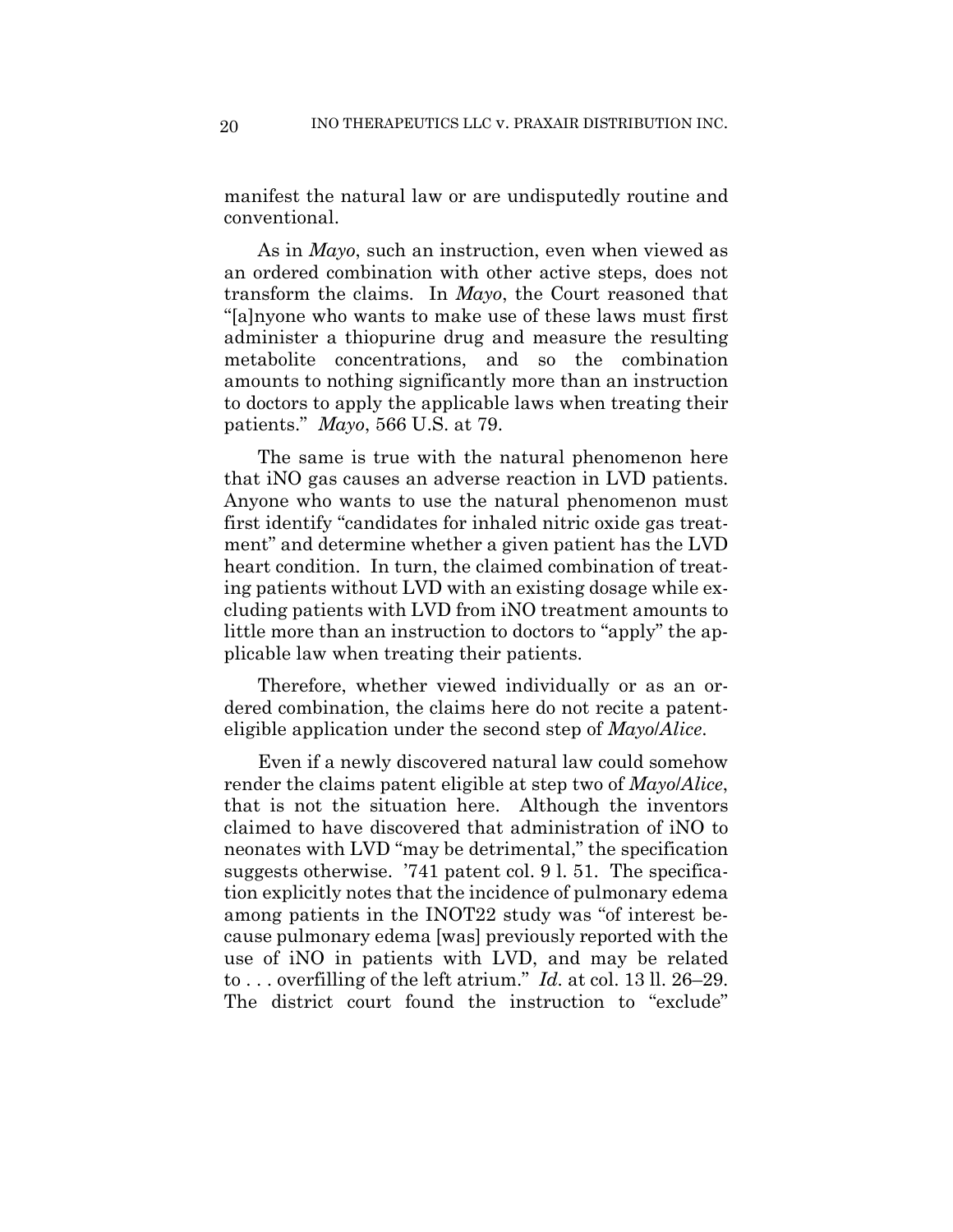manifest the natural law or are undisputedly routine and conventional.

As in *Mayo*, such an instruction, even when viewed as an ordered combination with other active steps, does not transform the claims. In *Mayo*, the Court reasoned that "[a]nyone who wants to make use of these laws must first administer a thiopurine drug and measure the resulting metabolite concentrations, and so the combination amounts to nothing significantly more than an instruction to doctors to apply the applicable laws when treating their patients." *Mayo*, 566 U.S. at 79.

The same is true with the natural phenomenon here that iNO gas causes an adverse reaction in LVD patients. Anyone who wants to use the natural phenomenon must first identify "candidates for inhaled nitric oxide gas treatment" and determine whether a given patient has the LVD heart condition. In turn, the claimed combination of treating patients without LVD with an existing dosage while excluding patients with LVD from iNO treatment amounts to little more than an instruction to doctors to "apply" the applicable law when treating their patients.

Therefore, whether viewed individually or as an ordered combination, the claims here do not recite a patent-eligible application under the second step of *Mayo*/*Alice*.

Even if a newly discovered natural law could somehow render the claims patent eligible at step two of *Mayo*/*Alice*, that is not the situation here. Although the inventors claimed to have discovered that administration of iNO to neonates with LVD "may be detrimental," the specification suggests otherwise. '741 patent col. 9 l. 51. The specification explicitly notes that the incidence of pulmonary edema among patients in the INOT22 study was "of interest because pulmonary edema [was] previously reported with the use of iNO in patients with LVD, and may be related to . . . overfilling of the left atrium." *Id.* at col. 13 ll. 26–29. The district court found the instruction to "exclude"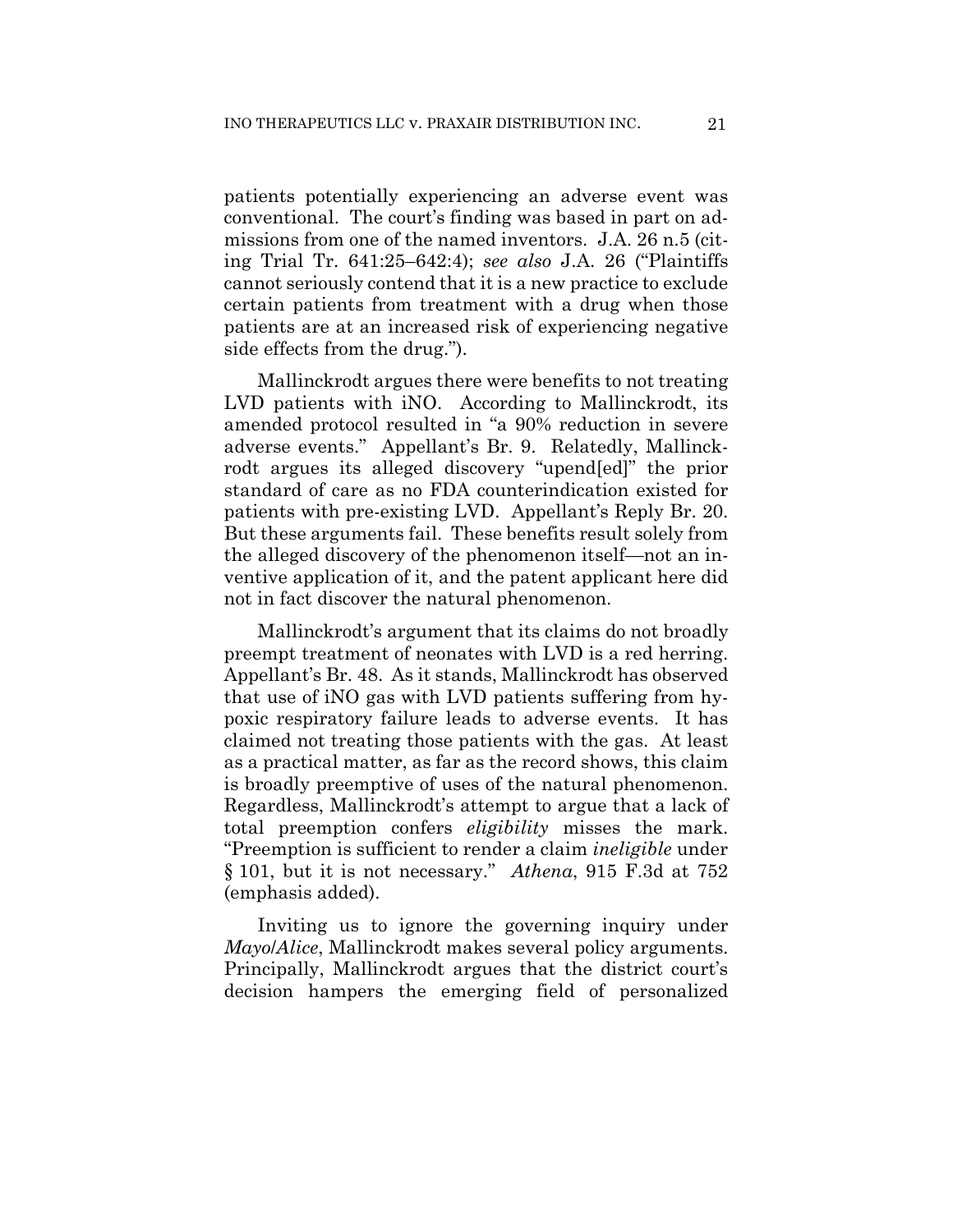patients potentially experiencing an adverse event was conventional. The court's finding was based in part on admissions from one of the named inventors. J.A. 26 n.5 (citing Trial Tr. 641:25–642:4); *see also* J.A. 26 ("Plaintiffs cannot seriously contend that it is a new practice to exclude certain patients from treatment with a drug when those patients are at an increased risk of experiencing negative side effects from the drug.").

Mallinckrodt argues there were benefits to not treating LVD patients with iNO. According to Mallinckrodt, its amended protocol resulted in "a 90% reduction in severe adverse events." Appellant's Br. 9. Relatedly, Mallinckrodt argues its alleged discovery "upend[ed]" the prior standard of care as no FDA counterindication existed for patients with pre-existing LVD. Appellant's Reply Br. 20. But these arguments fail. These benefits result solely from the alleged discovery of the phenomenon itself—not an inventive application of it, and the patent applicant here did not in fact discover the natural phenomenon.

Mallinckrodt's argument that its claims do not broadly preempt treatment of neonates with LVD is a red herring. Appellant's Br. 48. As it stands, Mallinckrodt has observed that use of iNO gas with LVD patients suffering from hypoxic respiratory failure leads to adverse events. It has claimed not treating those patients with the gas. At least as a practical matter, as far as the record shows, this claim is broadly preemptive of uses of the natural phenomenon. Regardless, Mallinckrodt's attempt to argue that a lack of total preemption confers *eligibility* misses the mark. "Preemption is sufficient to render a claim *ineligible* under § 101, but it is not necessary." *Athena*, 915 F.3d at 752 (emphasis added).

Inviting us to ignore the governing inquiry under *Mayo*/*Alice*, Mallinckrodt makes several policy arguments. Principally, Mallinckrodt argues that the district court's decision hampers the emerging field of personalized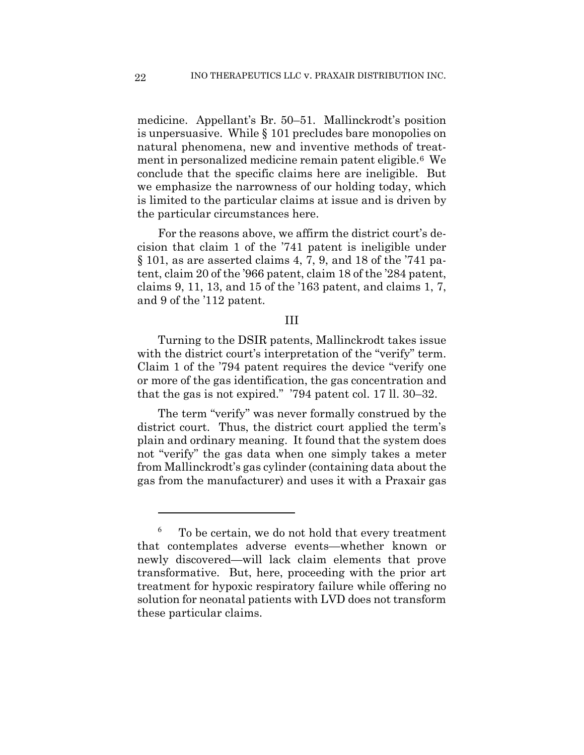medicine. Appellant's Br. 50–51. Mallinckrodt's position is unpersuasive. While § 101 precludes bare monopolies on natural phenomena, new and inventive methods of treatment in personalized medicine remain patent eligible.[6] We conclude that the specific claims here are ineligible. But we emphasize the narrowness of our holding today, which is limited to the particular claims at issue and is driven by the particular circumstances here.

For the reasons above, we affirm the district court's decision that claim 1 of the '741 patent is ineligible under § 101, as are asserted claims 4, 7, 9, and 18 of the '741 patent, claim 20 of the '966 patent, claim 18 of the '284 patent, claims 9, 11, 13, and 15 of the '163 patent, and claims 1, 7, and 9 of the '112 patent.

## III

Turning to the DSIR patents, Mallinckrodt takes issue with the district court's interpretation of the "verify" term. Claim 1 of the '794 patent requires the device "verify one or more of the gas identification, the gas concentration and that the gas is not expired." '794 patent col. 17 ll. 30–32.

The term "verify" was never formally construed by the district court. Thus, the district court applied the term's plain and ordinary meaning. It found that the system does not "verify" the gas data when one simply takes a meter from Mallinckrodt's gas cylinder (containing data about the gas from the manufacturer) and uses it with a Praxair gas

---

[6] To be certain, we do not hold that every treatment that contemplates adverse events—whether known or newly discovered—will lack claim elements that prove transformative. But, here, proceeding with the prior art treatment for hypoxic respiratory failure while offering no solution for neonatal patients with LVD does not transform these particular claims.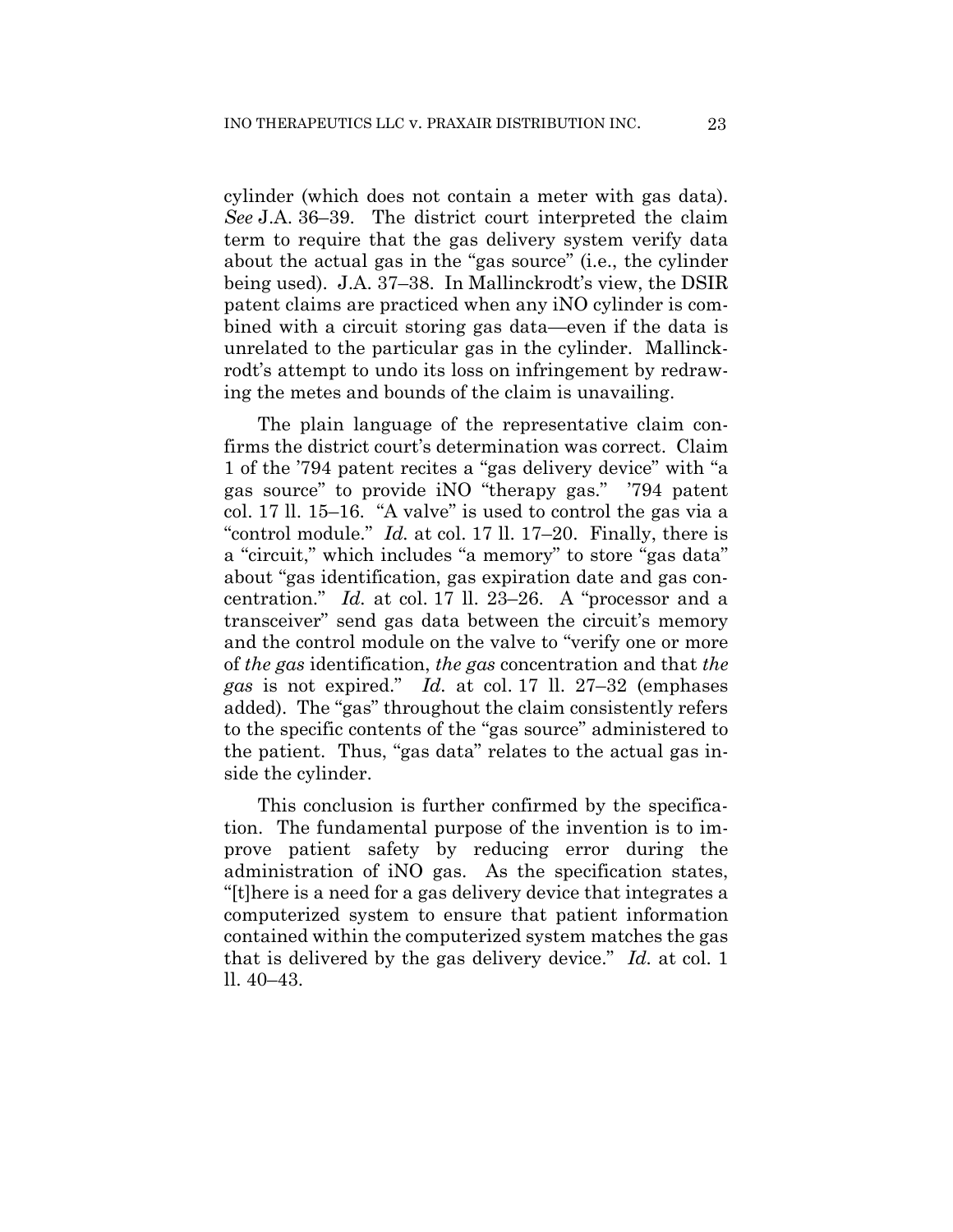cylinder (which does not contain a meter with gas data). *See* J.A. 36–39. The district court interpreted the claim term to require that the gas delivery system verify data about the actual gas in the "gas source" (i.e., the cylinder being used). J.A. 37–38. In Mallinckrodt's view, the DSIR patent claims are practiced when any iNO cylinder is combined with a circuit storing gas data—even if the data is unrelated to the particular gas in the cylinder. Mallinckrodt's attempt to undo its loss on infringement by redrawing the metes and bounds of the claim is unavailing.

The plain language of the representative claim confirms the district court's determination was correct. Claim 1 of the '794 patent recites a "gas delivery device" with "a gas source" to provide iNO "therapy gas." '794 patent col. 17 ll. 15–16. "A valve" is used to control the gas via a "control module." *Id.* at col. 17 ll. 17–20. Finally, there is a "circuit," which includes "a memory" to store "gas data" about "gas identification, gas expiration date and gas concentration." *Id.* at col. 17 ll. 23–26. A "processor and a transceiver" send gas data between the circuit's memory and the control module on the valve to "verify one or more of *the gas* identification, *the gas* concentration and that *the gas* is not expired." *Id.* at col. 17 ll. 27–32 (emphases added). The "gas" throughout the claim consistently refers to the specific contents of the "gas source" administered to the patient. Thus, "gas data" relates to the actual gas inside the cylinder.

This conclusion is further confirmed by the specification. The fundamental purpose of the invention is to improve patient safety by reducing error during the administration of iNO gas. As the specification states, "[t]here is a need for a gas delivery device that integrates a computerized system to ensure that patient information contained within the computerized system matches the gas that is delivered by the gas delivery device." *Id.* at col. 1 ll. 40–43.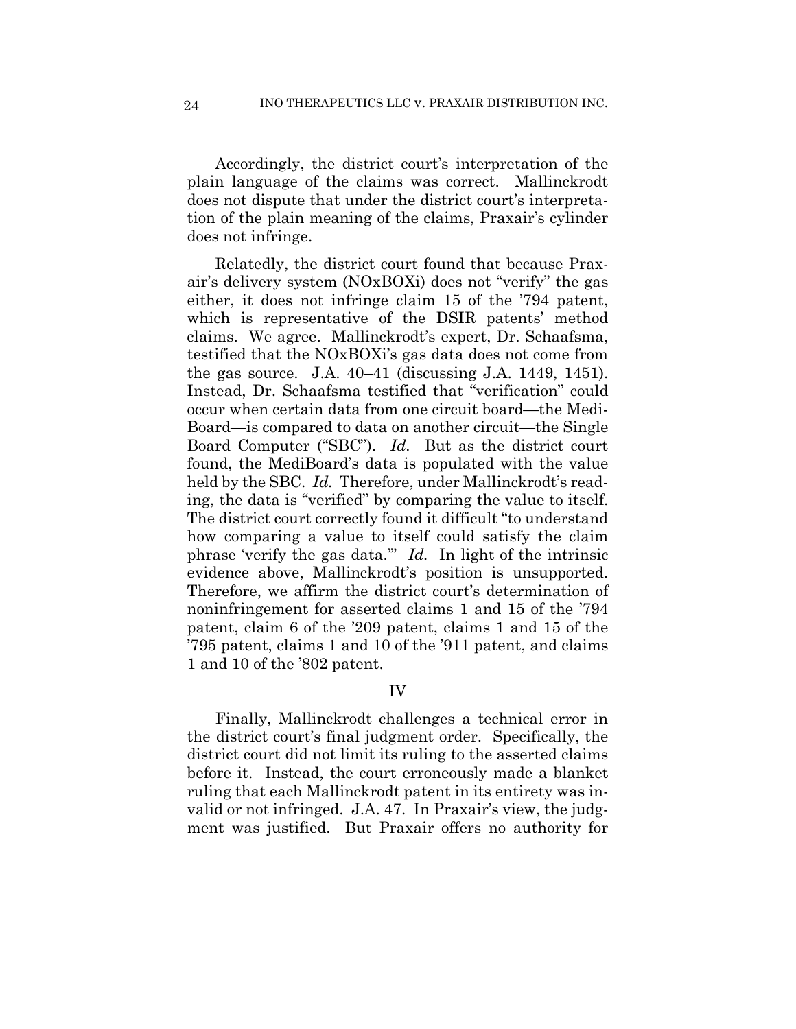Accordingly, the district court's interpretation of the plain language of the claims was correct. Mallinckrodt does not dispute that under the district court's interpretation of the plain meaning of the claims, Praxair's cylinder does not infringe.

Relatedly, the district court found that because Praxair's delivery system (NOxBOXi) does not "verify" the gas either, it does not infringe claim 15 of the '794 patent, which is representative of the DSIR patents' method claims. We agree. Mallinckrodt's expert, Dr. Schaafsma, testified that the NOxBOXi's gas data does not come from the gas source. J.A. 40–41 (discussing J.A. 1449, 1451). Instead, Dr. Schaafsma testified that "verification" could occur when certain data from one circuit board—the MediBoard—is compared to data on another circuit—the Single Board Computer ("SBC"). *Id.* But as the district court found, the MediBoard's data is populated with the value held by the SBC. *Id.* Therefore, under Mallinckrodt's reading, the data is "verified" by comparing the value to itself. The district court correctly found it difficult "to understand how comparing a value to itself could satisfy the claim phrase 'verify the gas data.'" *Id.* In light of the intrinsic evidence above, Mallinckrodt's position is unsupported. Therefore, we affirm the district court's determination of noninfringement for asserted claims 1 and 15 of the '794 patent, claim 6 of the '209 patent, claims 1 and 15 of the '795 patent, claims 1 and 10 of the '911 patent, and claims 1 and 10 of the '802 patent.

## IV

Finally, Mallinckrodt challenges a technical error in the district court's final judgment order. Specifically, the district court did not limit its ruling to the asserted claims before it. Instead, the court erroneously made a blanket ruling that each Mallinckrodt patent in its entirety was invalid or not infringed. J.A. 47. In Praxair's view, the judgment was justified. But Praxair offers no authority for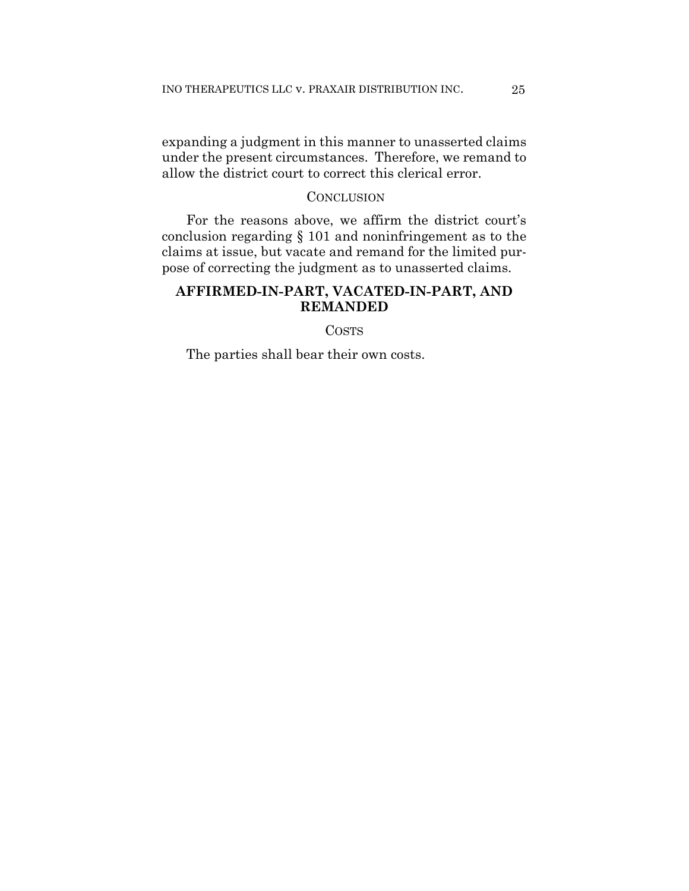expanding a judgment in this manner to unasserted claims under the present circumstances. Therefore, we remand to allow the district court to correct this clerical error.

## CONCLUSION

For the reasons above, we affirm the district court's conclusion regarding § 101 and noninfringement as to the claims at issue, but vacate and remand for the limited purpose of correcting the judgment as to unasserted claims.

**AFFIRMED-IN-PART, VACATED-IN-PART, AND REMANDED**

## COSTS

The parties shall bear their own costs.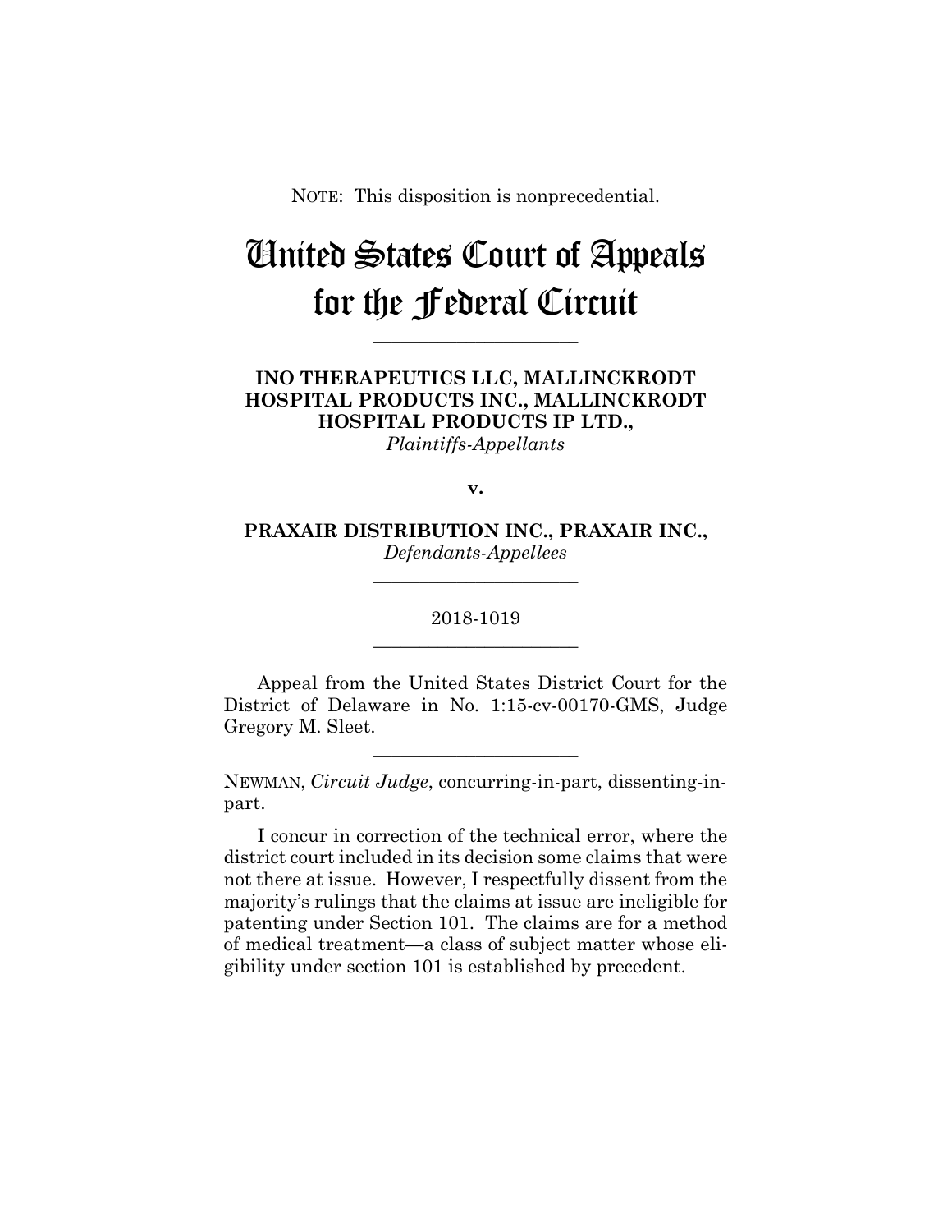NOTE: This disposition is nonprecedential.

# United States Court of Appeals for the Federal Circuit

______________________

**INO THERAPEUTICS LLC, MALLINCKRODT HOSPITAL PRODUCTS INC., MALLINCKRODT HOSPITAL PRODUCTS IP LTD.,**
*Plaintiffs-Appellants*

**v.**

**PRAXAIR DISTRIBUTION INC., PRAXAIR INC.,**
*Defendants-Appellees*

______________________

2018-1019

______________________

Appeal from the United States District Court for the District of Delaware in No. 1:15-cv-00170-GMS, Judge Gregory M. Sleet.

______________________

NEWMAN, *Circuit Judge*, concurring-in-part, dissenting-in-part.

I concur in correction of the technical error, where the district court included in its decision some claims that were not there at issue. However, I respectfully dissent from the majority's rulings that the claims at issue are ineligible for patenting under Section 101. The claims are for a method of medical treatment—a class of subject matter whose eligibility under section 101 is established by precedent.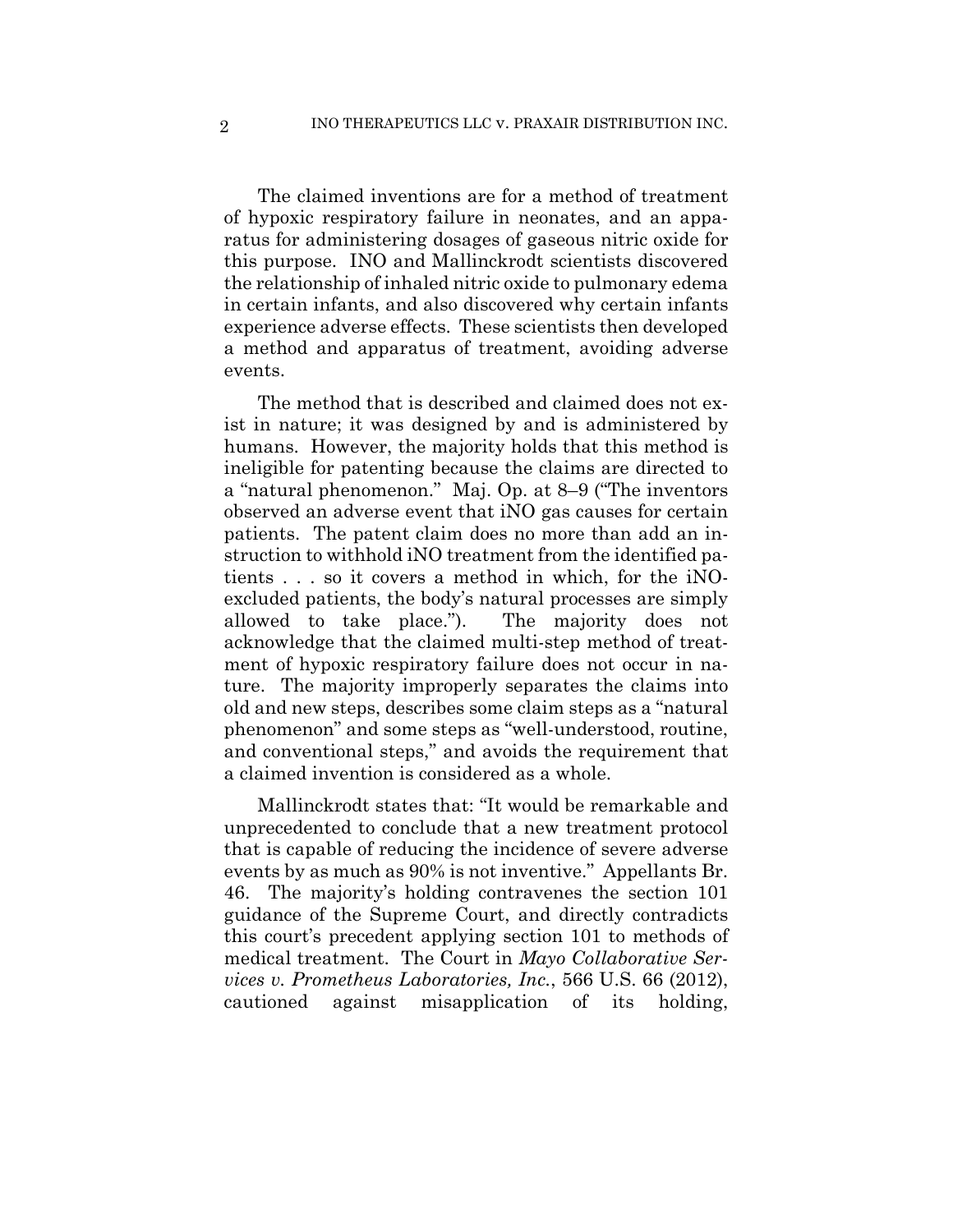The claimed inventions are for a method of treatment of hypoxic respiratory failure in neonates, and an apparatus for administering dosages of gaseous nitric oxide for this purpose. INO and Mallinckrodt scientists discovered the relationship of inhaled nitric oxide to pulmonary edema in certain infants, and also discovered why certain infants experience adverse effects. These scientists then developed a method and apparatus of treatment, avoiding adverse events.

The method that is described and claimed does not exist in nature; it was designed by and is administered by humans. However, the majority holds that this method is ineligible for patenting because the claims are directed to a "natural phenomenon." Maj. Op. at 8–9 ("The inventors observed an adverse event that iNO gas causes for certain patients. The patent claim does no more than add an instruction to withhold iNO treatment from the identified patients . . . so it covers a method in which, for the iNO-excluded patients, the body's natural processes are simply allowed to take place."). The majority does not acknowledge that the claimed multi-step method of treatment of hypoxic respiratory failure does not occur in nature. The majority improperly separates the claims into old and new steps, describes some claim steps as a "natural phenomenon" and some steps as "well-understood, routine, and conventional steps," and avoids the requirement that a claimed invention is considered as a whole.

Mallinckrodt states that: "It would be remarkable and unprecedented to conclude that a new treatment protocol that is capable of reducing the incidence of severe adverse events by as much as 90% is not inventive." Appellants Br. 46. The majority's holding contravenes the section 101 guidance of the Supreme Court, and directly contradicts this court's precedent applying section 101 to methods of medical treatment. The Court in *Mayo Collaborative Services v. Prometheus Laboratories, Inc.*, 566 U.S. 66 (2012), cautioned against misapplication of its holding,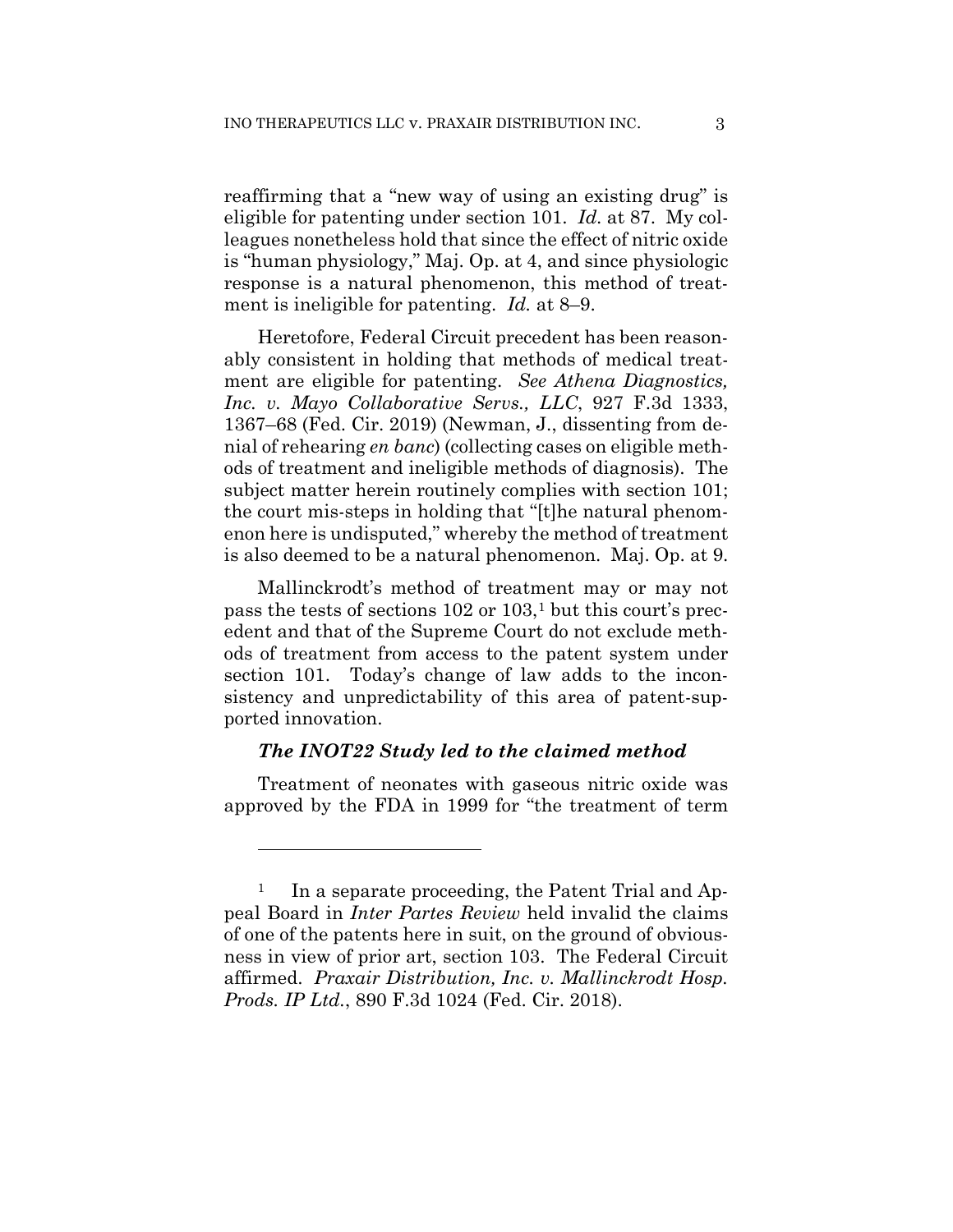reaffirming that a "new way of using an existing drug" is eligible for patenting under section 101. *Id.* at 87. My colleagues nonetheless hold that since the effect of nitric oxide is "human physiology," Maj. Op. at 4, and since physiologic response is a natural phenomenon, this method of treatment is ineligible for patenting. *Id.* at 8–9.

Heretofore, Federal Circuit precedent has been reasonably consistent in holding that methods of medical treatment are eligible for patenting. *See Athena Diagnostics, Inc. v. Mayo Collaborative Servs., LLC*, 927 F.3d 1333, 1367–68 (Fed. Cir. 2019) (Newman, J., dissenting from denial of rehearing *en banc*) (collecting cases on eligible methods of treatment and ineligible methods of diagnosis). The subject matter herein routinely complies with section 101; the court mis-steps in holding that "[t]he natural phenomenon here is undisputed," whereby the method of treatment is also deemed to be a natural phenomenon. Maj. Op. at 9.

Mallinckrodt's method of treatment may or may not pass the tests of sections 102 or 103,[1] but this court's precedent and that of the Supreme Court do not exclude methods of treatment from access to the patent system under section 101. Today's change of law adds to the inconsistency and unpredictability of this area of patent-supported innovation.

***The INOT22 Study led to the claimed method***

Treatment of neonates with gaseous nitric oxide was approved by the FDA in 1999 for "the treatment of term

---

[1] In a separate proceeding, the Patent Trial and Appeal Board in *Inter Partes Review* held invalid the claims of one of the patents here in suit, on the ground of obviousness in view of prior art, section 103. The Federal Circuit affirmed. *Praxair Distribution, Inc. v. Mallinckrodt Hosp. Prods. IP Ltd.*, 890 F.3d 1024 (Fed. Cir. 2018).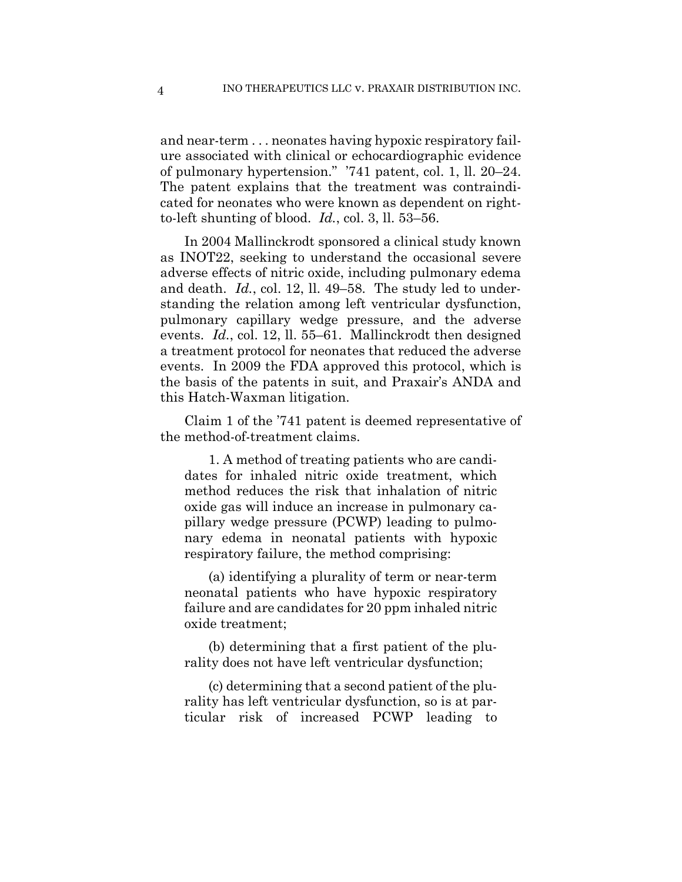and near-term . . . neonates having hypoxic respiratory failure associated with clinical or echocardiographic evidence of pulmonary hypertension." '741 patent, col. 1, ll. 20–24. The patent explains that the treatment was contraindicated for neonates who were known as dependent on right-to-left shunting of blood. *Id.*, col. 3, ll. 53–56.

In 2004 Mallinckrodt sponsored a clinical study known as INOT22, seeking to understand the occasional severe adverse effects of nitric oxide, including pulmonary edema and death. *Id.*, col. 12, ll. 49–58. The study led to understanding the relation among left ventricular dysfunction, pulmonary capillary wedge pressure, and the adverse events. *Id.*, col. 12, ll. 55–61. Mallinckrodt then designed a treatment protocol for neonates that reduced the adverse events. In 2009 the FDA approved this protocol, which is the basis of the patents in suit, and Praxair's ANDA and this Hatch-Waxman litigation.

Claim 1 of the '741 patent is deemed representative of the method-of-treatment claims.

> 1. A method of treating patients who are candidates for inhaled nitric oxide treatment, which method reduces the risk that inhalation of nitric oxide gas will induce an increase in pulmonary capillary wedge pressure (PCWP) leading to pulmonary edema in neonatal patients with hypoxic respiratory failure, the method comprising:
>
> (a) identifying a plurality of term or near-term neonatal patients who have hypoxic respiratory failure and are candidates for 20 ppm inhaled nitric oxide treatment;
>
> (b) determining that a first patient of the plurality does not have left ventricular dysfunction;
>
> (c) determining that a second patient of the plurality has left ventricular dysfunction, so is at particular risk of increased PCWP leading to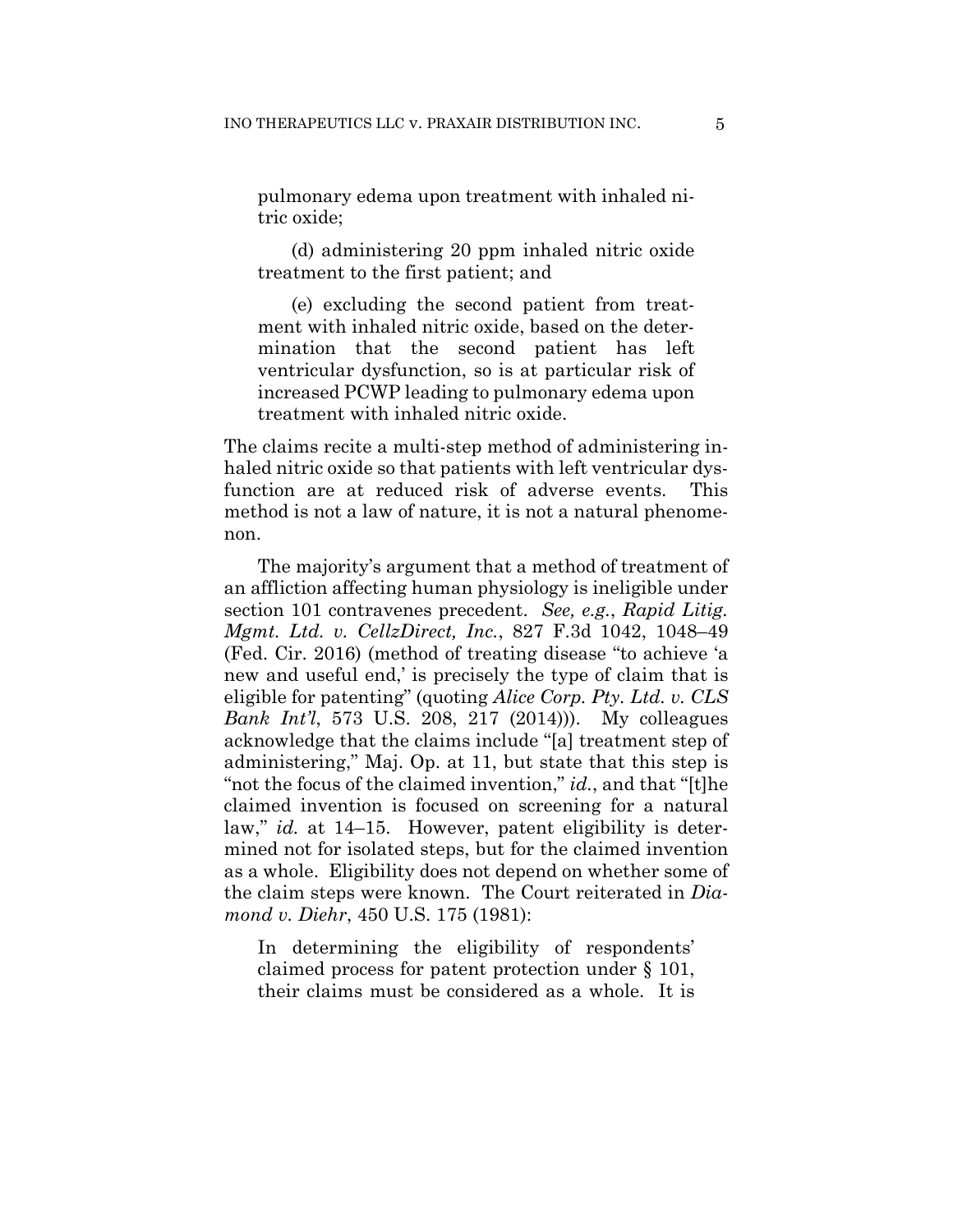pulmonary edema upon treatment with inhaled nitric oxide;

> (d) administering 20 ppm inhaled nitric oxide treatment to the first patient; and
>
> (e) excluding the second patient from treatment with inhaled nitric oxide, based on the determination that the second patient has left ventricular dysfunction, so is at particular risk of increased PCWP leading to pulmonary edema upon treatment with inhaled nitric oxide.

The claims recite a multi-step method of administering inhaled nitric oxide so that patients with left ventricular dysfunction are at reduced risk of adverse events. This method is not a law of nature, it is not a natural phenomenon.

The majority's argument that a method of treatment of an affliction affecting human physiology is ineligible under section 101 contravenes precedent. *See, e.g.*, *Rapid Litig. Mgmt. Ltd. v. CellzDirect, Inc.*, 827 F.3d 1042, 1048–49 (Fed. Cir. 2016) (method of treating disease "to achieve 'a new and useful end,' is precisely the type of claim that is eligible for patenting" (quoting *Alice Corp. Pty. Ltd. v. CLS Bank Int'l*, 573 U.S. 208, 217 (2014))). My colleagues acknowledge that the claims include "[a] treatment step of administering," Maj. Op. at 11, but state that this step is "not the focus of the claimed invention," *id.*, and that "[t]he claimed invention is focused on screening for a natural law," *id.* at 14–15. However, patent eligibility is determined not for isolated steps, but for the claimed invention as a whole. Eligibility does not depend on whether some of the claim steps were known. The Court reiterated in *Diamond v. Diehr*, 450 U.S. 175 (1981):

> In determining the eligibility of respondents' claimed process for patent protection under § 101, their claims must be considered as a whole. It is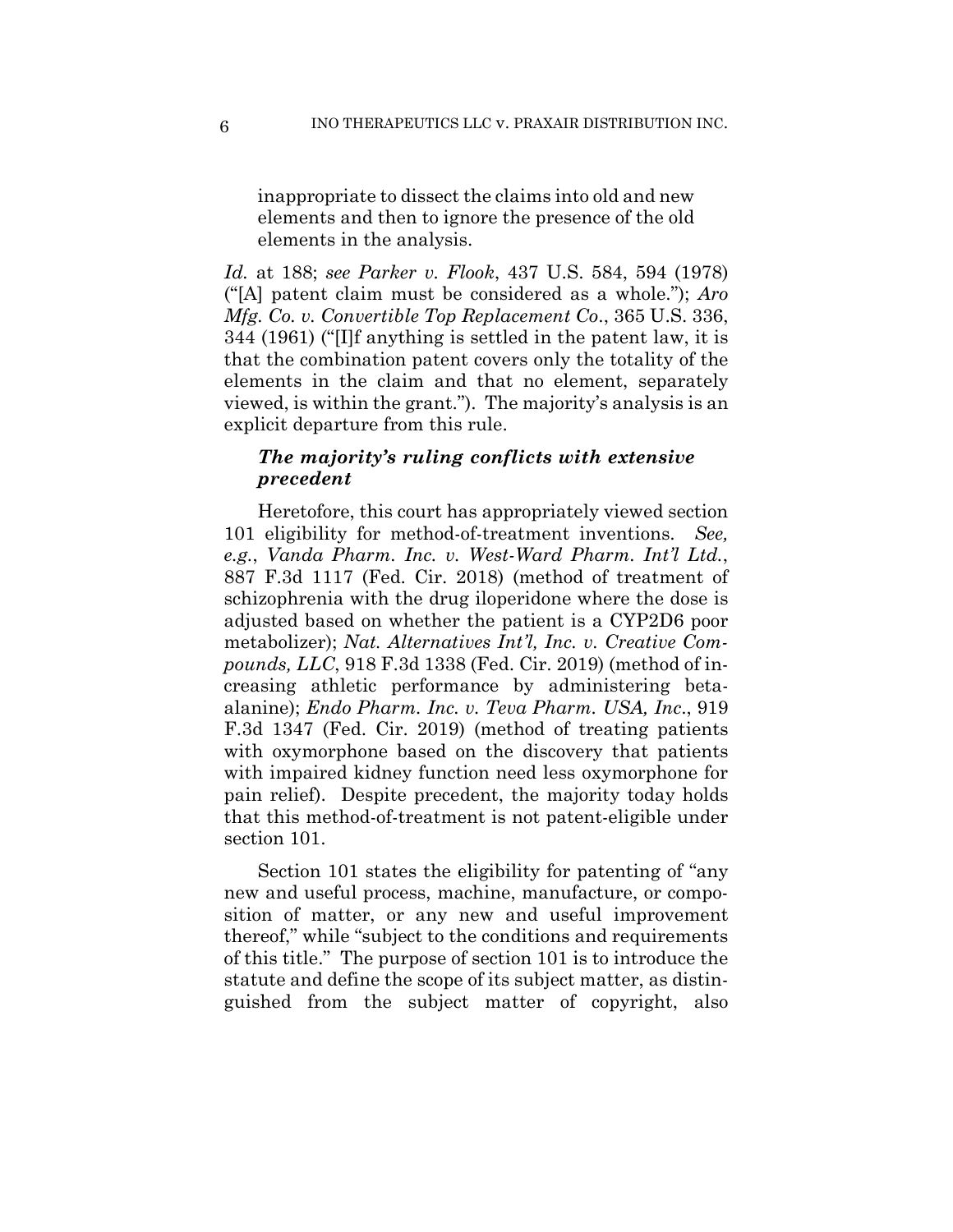inappropriate to dissect the claims into old and new elements and then to ignore the presence of the old elements in the analysis.

*Id.* at 188; *see Parker v. Flook*, 437 U.S. 584, 594 (1978) ("[A] patent claim must be considered as a whole."); *Aro Mfg. Co. v. Convertible Top Replacement Co.*, 365 U.S. 336, 344 (1961) ("[I]f anything is settled in the patent law, it is that the combination patent covers only the totality of the elements in the claim and that no element, separately viewed, is within the grant."). The majority's analysis is an explicit departure from this rule.

### *The majority's ruling conflicts with extensive precedent*

Heretofore, this court has appropriately viewed section 101 eligibility for method-of-treatment inventions. *See, e.g.*, *Vanda Pharm. Inc. v. West-Ward Pharm. Int'l Ltd.*, 887 F.3d 1117 (Fed. Cir. 2018) (method of treatment of schizophrenia with the drug iloperidone where the dose is adjusted based on whether the patient is a CYP2D6 poor metabolizer); *Nat. Alternatives Int'l, Inc. v. Creative Compounds, LLC*, 918 F.3d 1338 (Fed. Cir. 2019) (method of increasing athletic performance by administering beta-alanine); *Endo Pharm. Inc. v. Teva Pharm. USA, Inc*., 919 F.3d 1347 (Fed. Cir. 2019) (method of treating patients with oxymorphone based on the discovery that patients with impaired kidney function need less oxymorphone for pain relief). Despite precedent, the majority today holds that this method-of-treatment is not patent-eligible under section 101.

Section 101 states the eligibility for patenting of "any new and useful process, machine, manufacture, or composition of matter, or any new and useful improvement thereof," while "subject to the conditions and requirements of this title." The purpose of section 101 is to introduce the statute and define the scope of its subject matter, as distinguished from the subject matter of copyright, also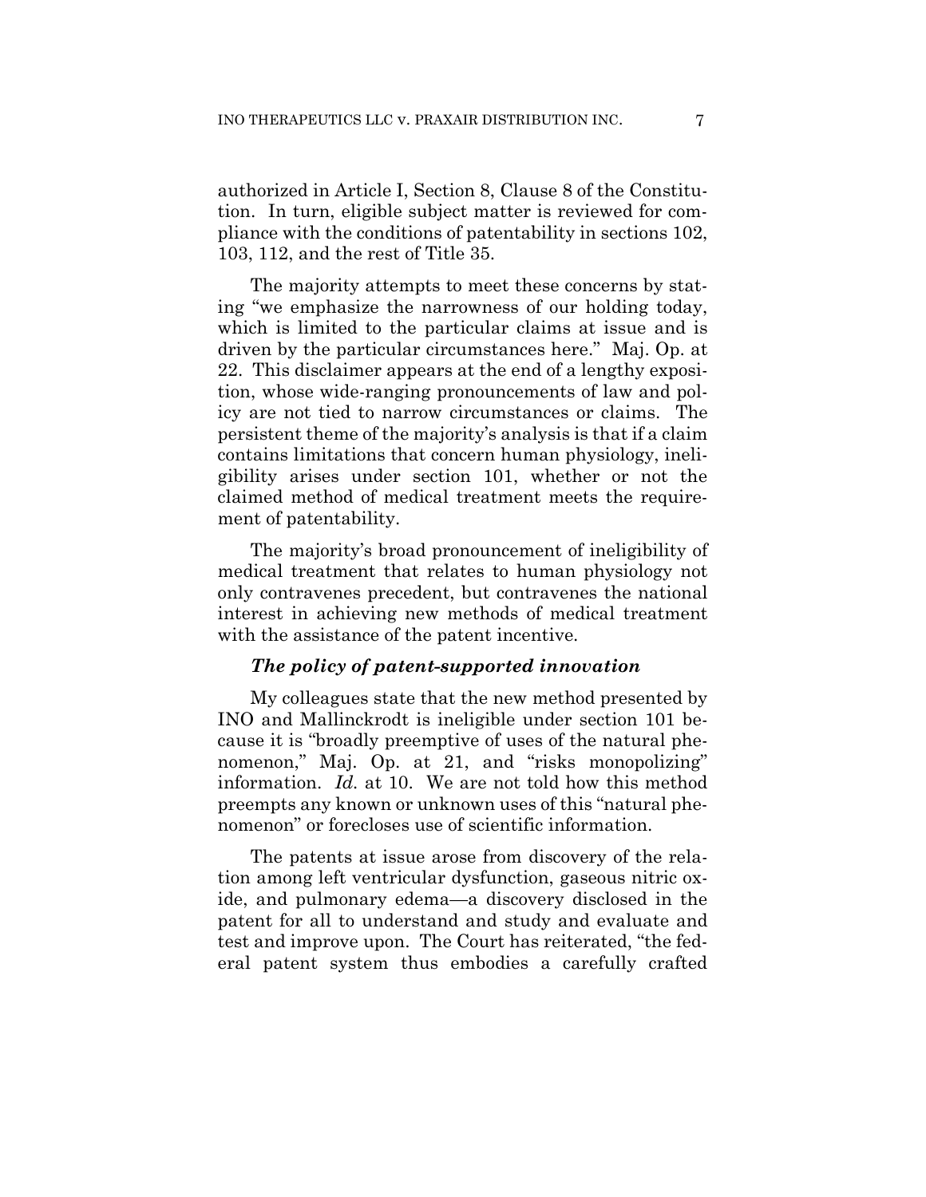authorized in Article I, Section 8, Clause 8 of the Constitution. In turn, eligible subject matter is reviewed for compliance with the conditions of patentability in sections 102, 103, 112, and the rest of Title 35.

The majority attempts to meet these concerns by stating "we emphasize the narrowness of our holding today, which is limited to the particular claims at issue and is driven by the particular circumstances here." Maj. Op. at 22. This disclaimer appears at the end of a lengthy exposition, whose wide-ranging pronouncements of law and policy are not tied to narrow circumstances or claims. The persistent theme of the majority's analysis is that if a claim contains limitations that concern human physiology, ineligibility arises under section 101, whether or not the claimed method of medical treatment meets the requirement of patentability.

The majority's broad pronouncement of ineligibility of medical treatment that relates to human physiology not only contravenes precedent, but contravenes the national interest in achieving new methods of medical treatment with the assistance of the patent incentive.

***The policy of patent-supported innovation***

My colleagues state that the new method presented by INO and Mallinckrodt is ineligible under section 101 because it is "broadly preemptive of uses of the natural phenomenon," Maj. Op. at 21, and "risks monopolizing" information. *Id.* at 10. We are not told how this method preempts any known or unknown uses of this "natural phenomenon" or forecloses use of scientific information.

The patents at issue arose from discovery of the relation among left ventricular dysfunction, gaseous nitric oxide, and pulmonary edema—a discovery disclosed in the patent for all to understand and study and evaluate and test and improve upon. The Court has reiterated, "the federal patent system thus embodies a carefully crafted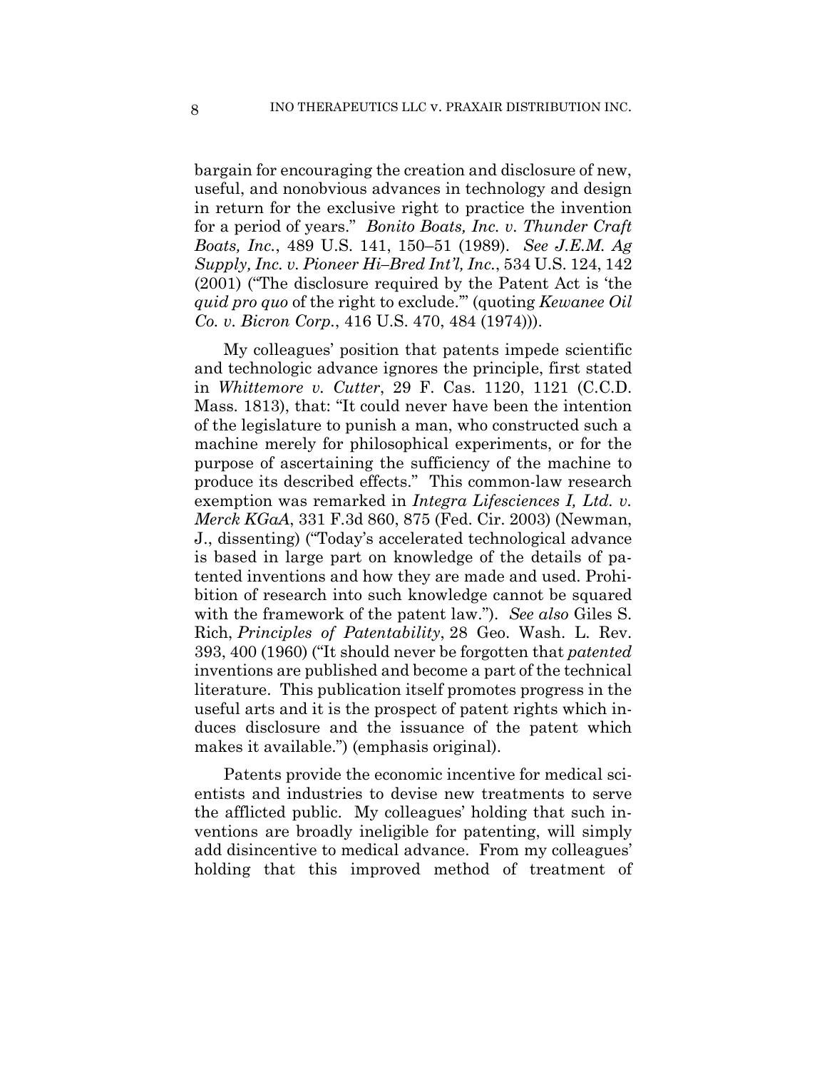bargain for encouraging the creation and disclosure of new, useful, and nonobvious advances in technology and design in return for the exclusive right to practice the invention for a period of years." *Bonito Boats, Inc. v. Thunder Craft Boats, Inc.*, 489 U.S. 141, 150–51 (1989). *See J.E.M. Ag Supply, Inc. v. Pioneer Hi–Bred Int'l, Inc.*, 534 U.S. 124, 142 (2001) ("The disclosure required by the Patent Act is 'the *quid pro quo* of the right to exclude.'" (quoting *Kewanee Oil Co. v. Bicron Corp.*, 416 U.S. 470, 484 (1974))).

My colleagues' position that patents impede scientific and technologic advance ignores the principle, first stated in *Whittemore v. Cutter*, 29 F. Cas. 1120, 1121 (C.C.D. Mass. 1813), that: "It could never have been the intention of the legislature to punish a man, who constructed such a machine merely for philosophical experiments, or for the purpose of ascertaining the sufficiency of the machine to produce its described effects." This common-law research exemption was remarked in *Integra Lifesciences I, Ltd. v. Merck KGaA*, 331 F.3d 860, 875 (Fed. Cir. 2003) (Newman, J., dissenting) ("Today's accelerated technological advance is based in large part on knowledge of the details of patented inventions and how they are made and used. Prohibition of research into such knowledge cannot be squared with the framework of the patent law."). *See also* Giles S. Rich, *Principles of Patentability*, 28 Geo. Wash. L. Rev. 393, 400 (1960) ("It should never be forgotten that *patented* inventions are published and become a part of the technical literature. This publication itself promotes progress in the useful arts and it is the prospect of patent rights which induces disclosure and the issuance of the patent which makes it available.") (emphasis original).

Patents provide the economic incentive for medical scientists and industries to devise new treatments to serve the afflicted public. My colleagues' holding that such inventions are broadly ineligible for patenting, will simply add disincentive to medical advance. From my colleagues' holding that this improved method of treatment of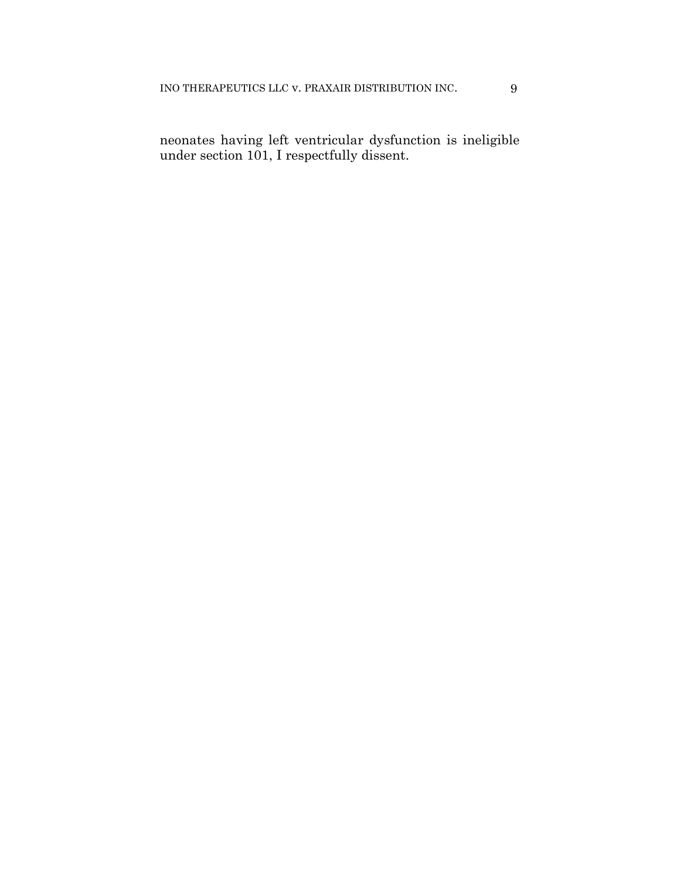neonates having left ventricular dysfunction is ineligible under section 101, I respectfully dissent.